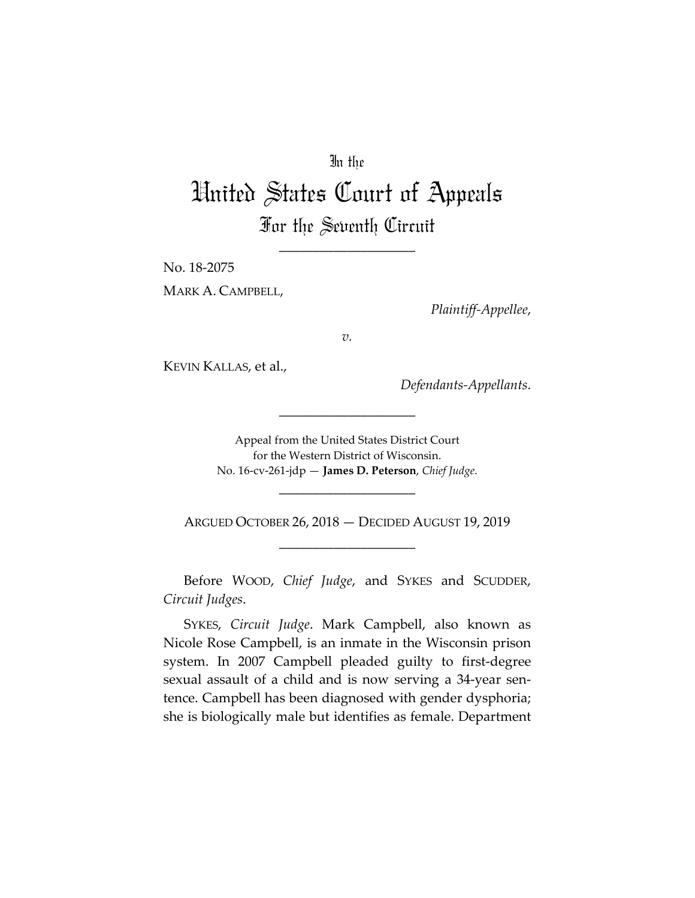In the

# United States Court of Appeals

## For the Seventh Circuit

____________________

No. 18-2075

MARK A. CAMPBELL,

*Plaintiff-Appellee*,

*v.*

KEVIN KALLAS, et al.,

*Defendants-Appellants*.

____________________

Appeal from the United States District Court
for the Western District of Wisconsin.
No. 16-cv-261-jdp — **James D. Peterson**, *Chief Judge*.

____________________

ARGUED OCTOBER 26, 2018 — DECIDED AUGUST 19, 2019

____________________

Before WOOD, *Chief Judge*, and SYKES and SCUDDER, *Circuit Judges*.

SYKES, *Circuit Judge*. Mark Campbell, also known as Nicole Rose Campbell, is an inmate in the Wisconsin prison system. In 2007 Campbell pleaded guilty to first-degree sexual assault of a child and is now serving a 34-year sentence. Campbell has been diagnosed with gender dysphoria; she is biologically male but identifies as female. Department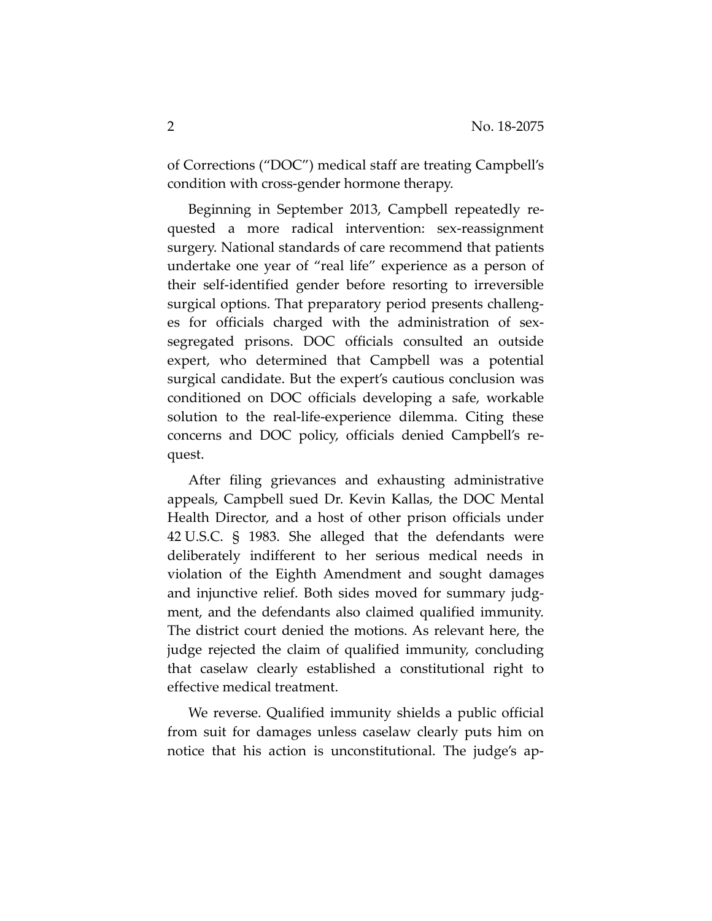of Corrections ("DOC") medical staff are treating Campbell's condition with cross-gender hormone therapy.

Beginning in September 2013, Campbell repeatedly requested a more radical intervention: sex-reassignment surgery. National standards of care recommend that patients undertake one year of "real life" experience as a person of their self-identified gender before resorting to irreversible surgical options. That preparatory period presents challenges for officials charged with the administration of sex-segregated prisons. DOC officials consulted an outside expert, who determined that Campbell was a potential surgical candidate. But the expert's cautious conclusion was conditioned on DOC officials developing a safe, workable solution to the real-life-experience dilemma. Citing these concerns and DOC policy, officials denied Campbell's request.

After filing grievances and exhausting administrative appeals, Campbell sued Dr. Kevin Kallas, the DOC Mental Health Director, and a host of other prison officials under 42 U.S.C. § 1983. She alleged that the defendants were deliberately indifferent to her serious medical needs in violation of the Eighth Amendment and sought damages and injunctive relief. Both sides moved for summary judgment, and the defendants also claimed qualified immunity. The district court denied the motions. As relevant here, the judge rejected the claim of qualified immunity, concluding that caselaw clearly established a constitutional right to effective medical treatment.

We reverse. Qualified immunity shields a public official from suit for damages unless caselaw clearly puts him on notice that his action is unconstitutional. The judge's ap-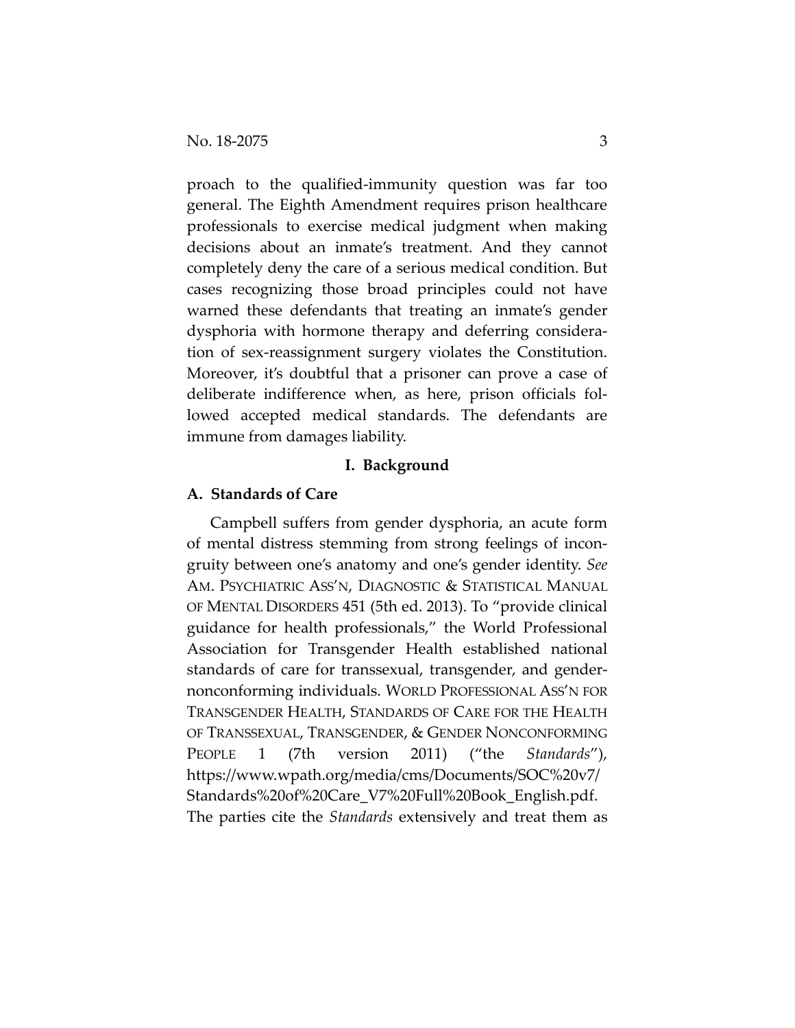proach to the qualified-immunity question was far too general. The Eighth Amendment requires prison healthcare professionals to exercise medical judgment when making decisions about an inmate's treatment. And they cannot completely deny the care of a serious medical condition. But cases recognizing those broad principles could not have warned these defendants that treating an inmate's gender dysphoria with hormone therapy and deferring consideration of sex-reassignment surgery violates the Constitution. Moreover, it's doubtful that a prisoner can prove a case of deliberate indifference when, as here, prison officials followed accepted medical standards. The defendants are immune from damages liability.

## I. Background

### A. Standards of Care

Campbell suffers from gender dysphoria, an acute form of mental distress stemming from strong feelings of incongruity between one's anatomy and one's gender identity. *See* AM. PSYCHIATRIC ASS'N, DIAGNOSTIC & STATISTICAL MANUAL OF MENTAL DISORDERS 451 (5th ed. 2013). To "provide clinical guidance for health professionals," the World Professional Association for Transgender Health established national standards of care for transsexual, transgender, and gender-nonconforming individuals. WORLD PROFESSIONAL ASS'N FOR TRANSGENDER HEALTH, STANDARDS OF CARE FOR THE HEALTH OF TRANSSEXUAL, TRANSGENDER, & GENDER NONCONFORMING PEOPLE 1 (7th version 2011) ("the *Standards*"), https://www.wpath.org/media/cms/Documents/SOC%20v7/Standards%20of%20Care_V7%20Full%20Book_English.pdf. The parties cite the *Standards* extensively and treat them as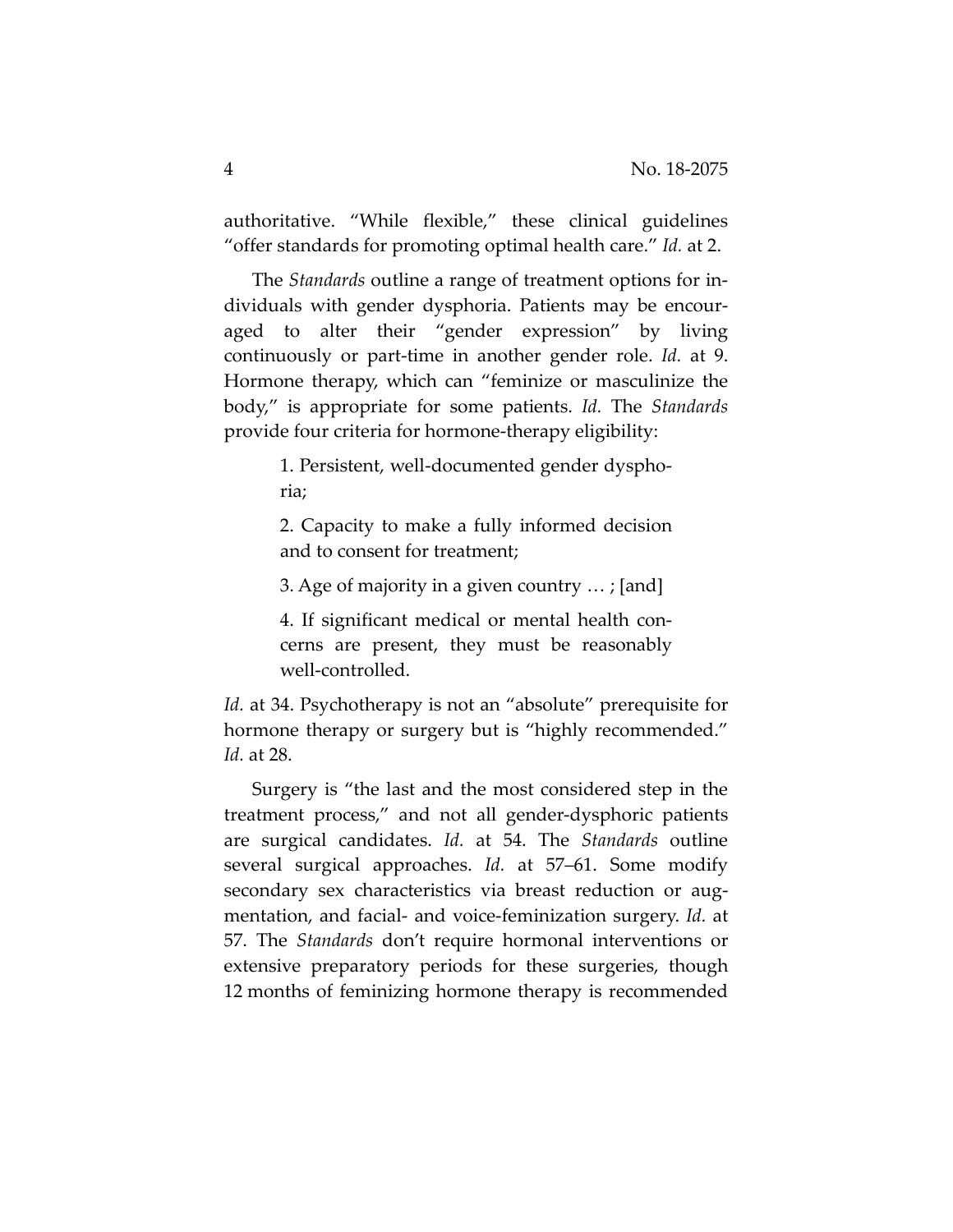authoritative. "While flexible," these clinical guidelines "offer standards for promoting optimal health care." *Id.* at 2.

The *Standards* outline a range of treatment options for individuals with gender dysphoria. Patients may be encouraged to alter their "gender expression" by living continuously or part-time in another gender role. *Id.* at 9. Hormone therapy, which can "feminize or masculinize the body," is appropriate for some patients. *Id.* The *Standards* provide four criteria for hormone-therapy eligibility:

> 1. Persistent, well-documented gender dysphoria;
>
> 2. Capacity to make a fully informed decision and to consent for treatment;
>
> 3. Age of majority in a given country … ; [and]
>
> 4. If significant medical or mental health concerns are present, they must be reasonably well-controlled.

*Id.* at 34. Psychotherapy is not an "absolute" prerequisite for hormone therapy or surgery but is "highly recommended." *Id.* at 28.

Surgery is "the last and the most considered step in the treatment process," and not all gender-dysphoric patients are surgical candidates. *Id.* at 54. The *Standards* outline several surgical approaches. *Id.* at 57–61. Some modify secondary sex characteristics via breast reduction or augmentation, and facial- and voice-feminization surgery. *Id.* at 57. The *Standards* don't require hormonal interventions or extensive preparatory periods for these surgeries, though 12 months of feminizing hormone therapy is recommended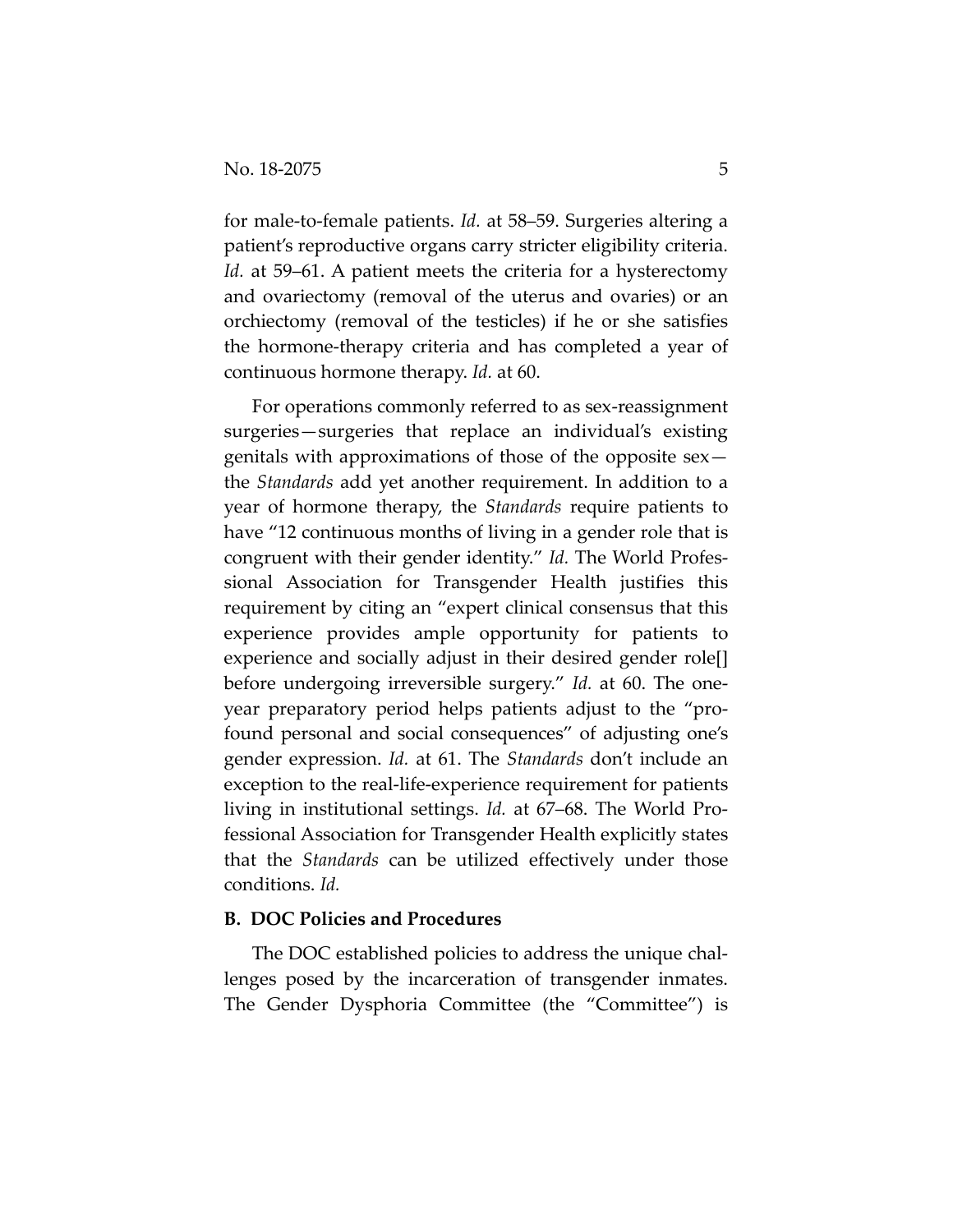for male-to-female patients. *Id.* at 58–59. Surgeries altering a patient's reproductive organs carry stricter eligibility criteria. *Id.* at 59–61. A patient meets the criteria for a hysterectomy and ovariectomy (removal of the uterus and ovaries) or an orchiectomy (removal of the testicles) if he or she satisfies the hormone-therapy criteria and has completed a year of continuous hormone therapy. *Id.* at 60.

For operations commonly referred to as sex-reassignment surgeries—surgeries that replace an individual's existing genitals with approximations of those of the opposite sex—the *Standards* add yet another requirement. In addition to a year of hormone therapy, the *Standards* require patients to have "12 continuous months of living in a gender role that is congruent with their gender identity." *Id.* The World Professional Association for Transgender Health justifies this requirement by citing an "expert clinical consensus that this experience provides ample opportunity for patients to experience and socially adjust in their desired gender role[] before undergoing irreversible surgery." *Id.* at 60. The one-year preparatory period helps patients adjust to the "profound personal and social consequences" of adjusting one's gender expression. *Id.* at 61. The *Standards* don't include an exception to the real-life-experience requirement for patients living in institutional settings. *Id.* at 67–68. The World Professional Association for Transgender Health explicitly states that the *Standards* can be utilized effectively under those conditions. *Id.*

**B. DOC Policies and Procedures**

The DOC established policies to address the unique challenges posed by the incarceration of transgender inmates. The Gender Dysphoria Committee (the "Committee") is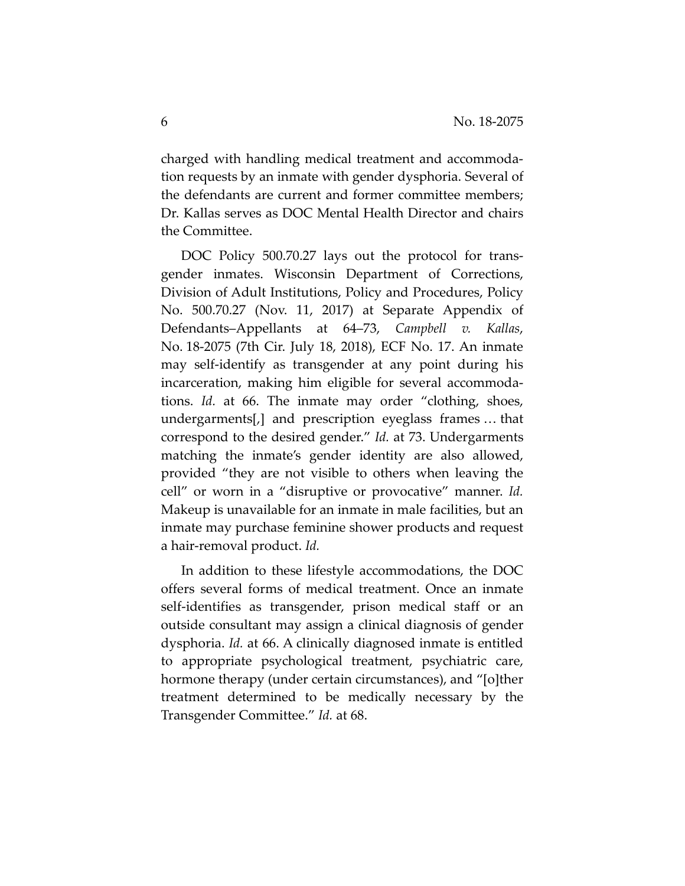charged with handling medical treatment and accommodation requests by an inmate with gender dysphoria. Several of the defendants are current and former committee members; Dr. Kallas serves as DOC Mental Health Director and chairs the Committee.

DOC Policy 500.70.27 lays out the protocol for transgender inmates. Wisconsin Department of Corrections, Division of Adult Institutions, Policy and Procedures, Policy No. 500.70.27 (Nov. 11, 2017) at Separate Appendix of Defendants–Appellants at 64–73, *Campbell v. Kallas*, No. 18-2075 (7th Cir. July 18, 2018), ECF No. 17. An inmate may self-identify as transgender at any point during his incarceration, making him eligible for several accommodations. *Id.* at 66. The inmate may order "clothing, shoes, undergarments[,] and prescription eyeglass frames … that correspond to the desired gender." *Id.* at 73. Undergarments matching the inmate's gender identity are also allowed, provided "they are not visible to others when leaving the cell" or worn in a "disruptive or provocative" manner. *Id.* Makeup is unavailable for an inmate in male facilities, but an inmate may purchase feminine shower products and request a hair-removal product. *Id.*

In addition to these lifestyle accommodations, the DOC offers several forms of medical treatment. Once an inmate self-identifies as transgender, prison medical staff or an outside consultant may assign a clinical diagnosis of gender dysphoria. *Id.* at 66. A clinically diagnosed inmate is entitled to appropriate psychological treatment, psychiatric care, hormone therapy (under certain circumstances), and "[o]ther treatment determined to be medically necessary by the Transgender Committee." *Id.* at 68.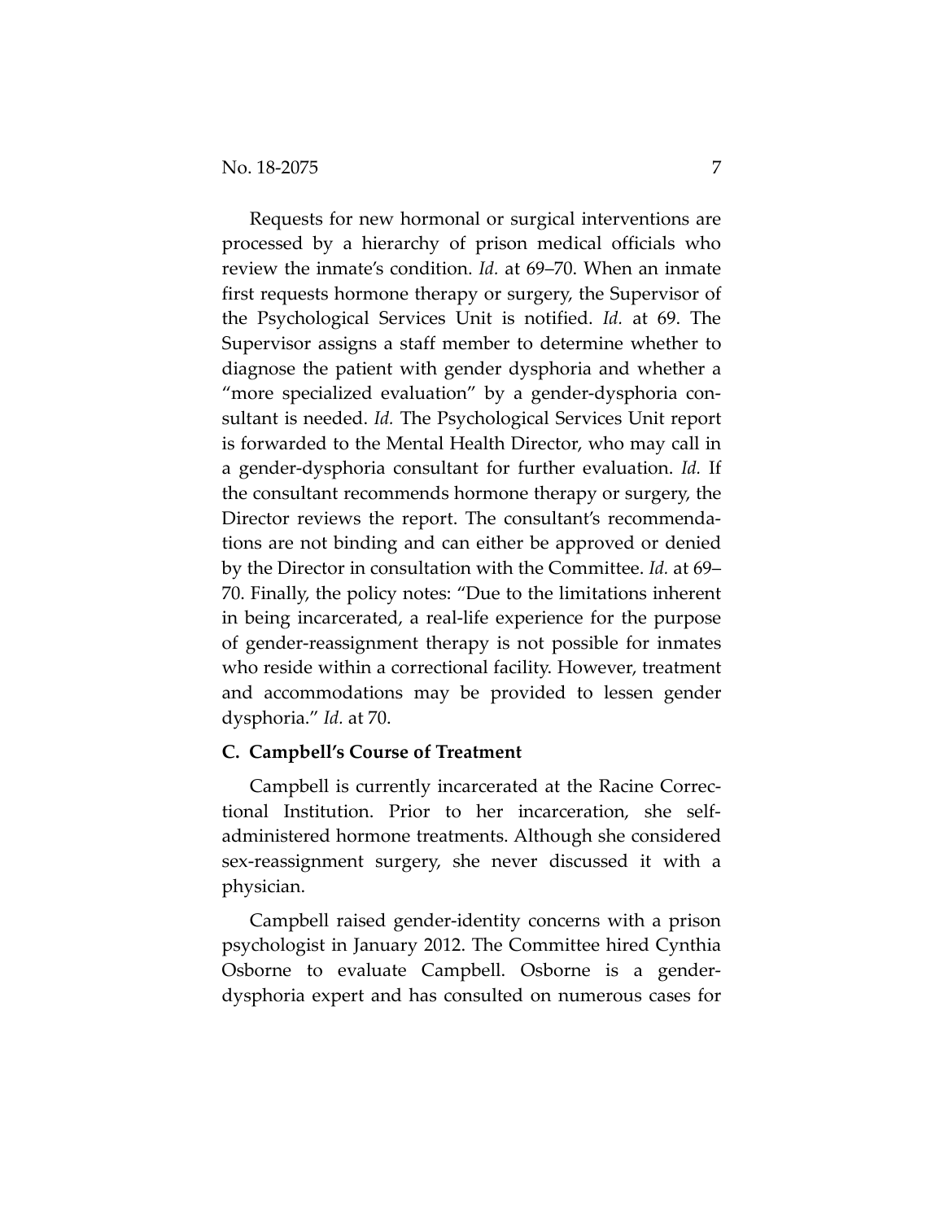Requests for new hormonal or surgical interventions are processed by a hierarchy of prison medical officials who review the inmate's condition. *Id.* at 69–70. When an inmate first requests hormone therapy or surgery, the Supervisor of the Psychological Services Unit is notified. *Id.* at 69. The Supervisor assigns a staff member to determine whether to diagnose the patient with gender dysphoria and whether a "more specialized evaluation" by a gender-dysphoria consultant is needed. *Id.* The Psychological Services Unit report is forwarded to the Mental Health Director, who may call in a gender-dysphoria consultant for further evaluation. *Id.* If the consultant recommends hormone therapy or surgery, the Director reviews the report. The consultant's recommendations are not binding and can either be approved or denied by the Director in consultation with the Committee. *Id.* at 69–70. Finally, the policy notes: "Due to the limitations inherent in being incarcerated, a real-life experience for the purpose of gender-reassignment therapy is not possible for inmates who reside within a correctional facility. However, treatment and accommodations may be provided to lessen gender dysphoria." *Id.* at 70.

### C. Campbell's Course of Treatment

Campbell is currently incarcerated at the Racine Correctional Institution. Prior to her incarceration, she self-administered hormone treatments. Although she considered sex-reassignment surgery, she never discussed it with a physician.

Campbell raised gender-identity concerns with a prison psychologist in January 2012. The Committee hired Cynthia Osborne to evaluate Campbell. Osborne is a gender-dysphoria expert and has consulted on numerous cases for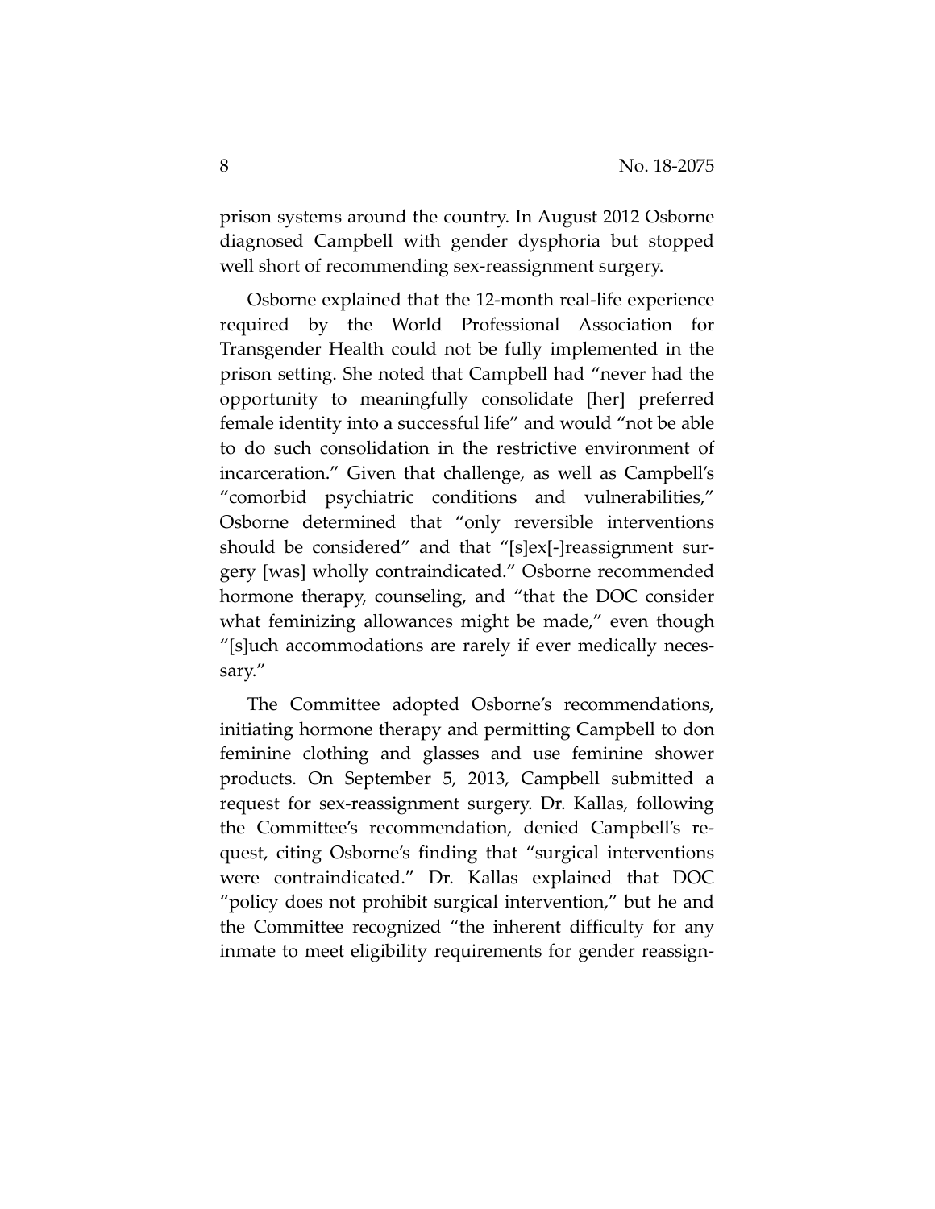prison systems around the country. In August 2012 Osborne diagnosed Campbell with gender dysphoria but stopped well short of recommending sex-reassignment surgery.

Osborne explained that the 12-month real-life experience required by the World Professional Association for Transgender Health could not be fully implemented in the prison setting. She noted that Campbell had "never had the opportunity to meaningfully consolidate [her] preferred female identity into a successful life" and would "not be able to do such consolidation in the restrictive environment of incarceration." Given that challenge, as well as Campbell's "comorbid psychiatric conditions and vulnerabilities," Osborne determined that "only reversible interventions should be considered" and that "[s]ex[-]reassignment surgery [was] wholly contraindicated." Osborne recommended hormone therapy, counseling, and "that the DOC consider what feminizing allowances might be made," even though "[s]uch accommodations are rarely if ever medically necessary."

The Committee adopted Osborne's recommendations, initiating hormone therapy and permitting Campbell to don feminine clothing and glasses and use feminine shower products. On September 5, 2013, Campbell submitted a request for sex-reassignment surgery. Dr. Kallas, following the Committee's recommendation, denied Campbell's request, citing Osborne's finding that "surgical interventions were contraindicated." Dr. Kallas explained that DOC "policy does not prohibit surgical intervention," but he and the Committee recognized "the inherent difficulty for any inmate to meet eligibility requirements for gender reassign-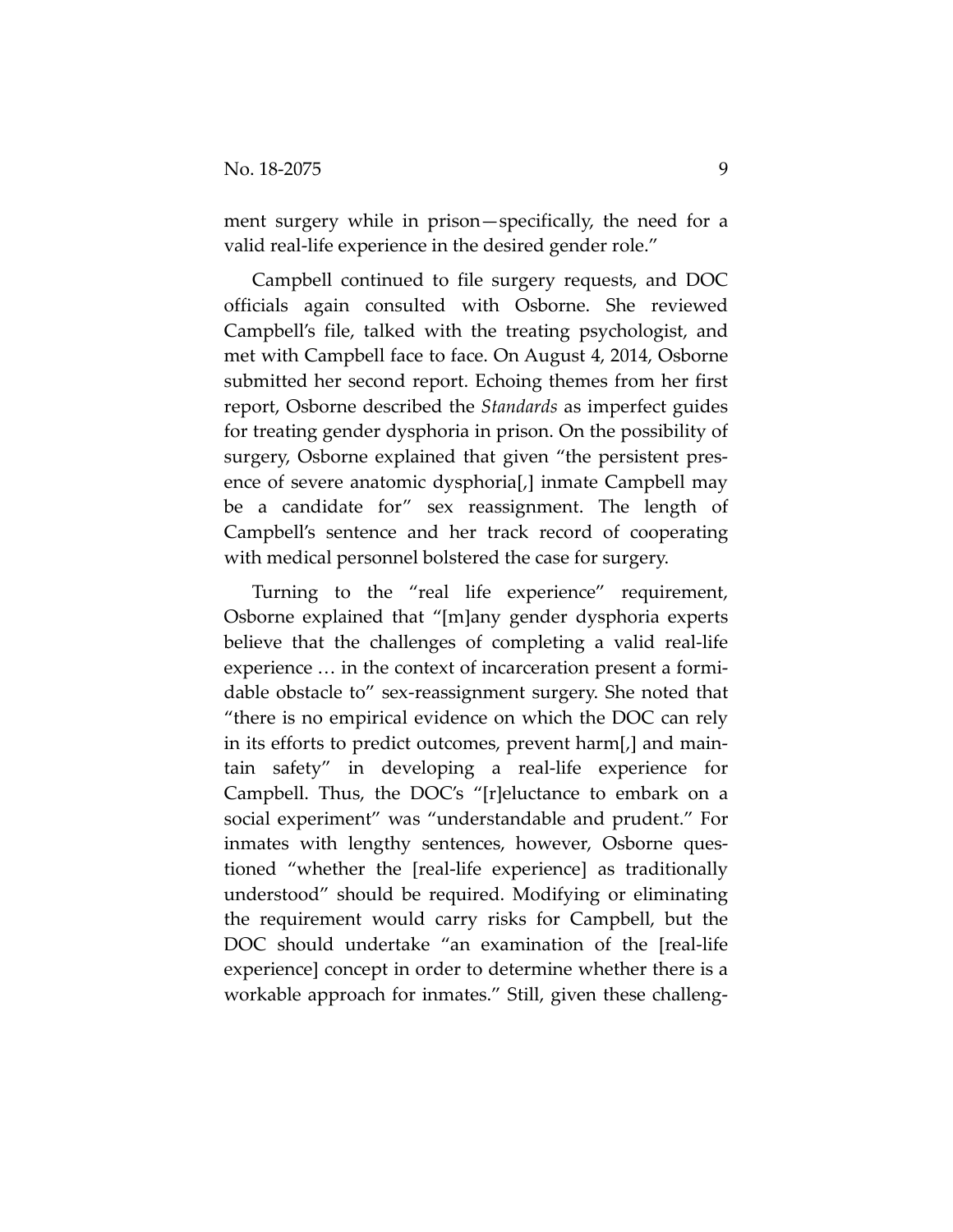ment surgery while in prison—specifically, the need for a valid real-life experience in the desired gender role."

Campbell continued to file surgery requests, and DOC officials again consulted with Osborne. She reviewed Campbell's file, talked with the treating psychologist, and met with Campbell face to face. On August 4, 2014, Osborne submitted her second report. Echoing themes from her first report, Osborne described the *Standards* as imperfect guides for treating gender dysphoria in prison. On the possibility of surgery, Osborne explained that given "the persistent presence of severe anatomic dysphoria[,] inmate Campbell may be a candidate for" sex reassignment. The length of Campbell's sentence and her track record of cooperating with medical personnel bolstered the case for surgery.

Turning to the "real life experience" requirement, Osborne explained that "[m]any gender dysphoria experts believe that the challenges of completing a valid real-life experience … in the context of incarceration present a formidable obstacle to" sex-reassignment surgery. She noted that "there is no empirical evidence on which the DOC can rely in its efforts to predict outcomes, prevent harm[,] and maintain safety" in developing a real-life experience for Campbell. Thus, the DOC's "[r]eluctance to embark on a social experiment" was "understandable and prudent." For inmates with lengthy sentences, however, Osborne questioned "whether the [real-life experience] as traditionally understood" should be required. Modifying or eliminating the requirement would carry risks for Campbell, but the DOC should undertake "an examination of the [real-life experience] concept in order to determine whether there is a workable approach for inmates." Still, given these challeng-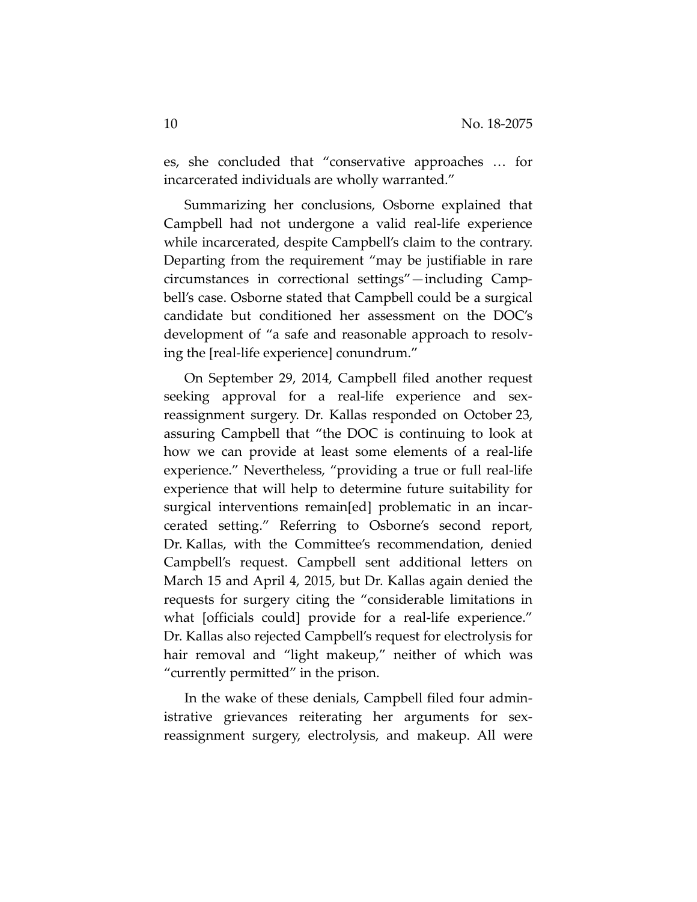es, she concluded that "conservative approaches … for incarcerated individuals are wholly warranted."

Summarizing her conclusions, Osborne explained that Campbell had not undergone a valid real-life experience while incarcerated, despite Campbell's claim to the contrary. Departing from the requirement "may be justifiable in rare circumstances in correctional settings"—including Campbell's case. Osborne stated that Campbell could be a surgical candidate but conditioned her assessment on the DOC's development of "a safe and reasonable approach to resolving the [real-life experience] conundrum."

On September 29, 2014, Campbell filed another request seeking approval for a real-life experience and sex-reassignment surgery. Dr. Kallas responded on October 23, assuring Campbell that "the DOC is continuing to look at how we can provide at least some elements of a real-life experience." Nevertheless, "providing a true or full real-life experience that will help to determine future suitability for surgical interventions remain[ed] problematic in an incarcerated setting." Referring to Osborne's second report, Dr. Kallas, with the Committee's recommendation, denied Campbell's request. Campbell sent additional letters on March 15 and April 4, 2015, but Dr. Kallas again denied the requests for surgery citing the "considerable limitations in what [officials could] provide for a real-life experience." Dr. Kallas also rejected Campbell's request for electrolysis for hair removal and "light makeup," neither of which was "currently permitted" in the prison.

In the wake of these denials, Campbell filed four administrative grievances reiterating her arguments for sex-reassignment surgery, electrolysis, and makeup. All were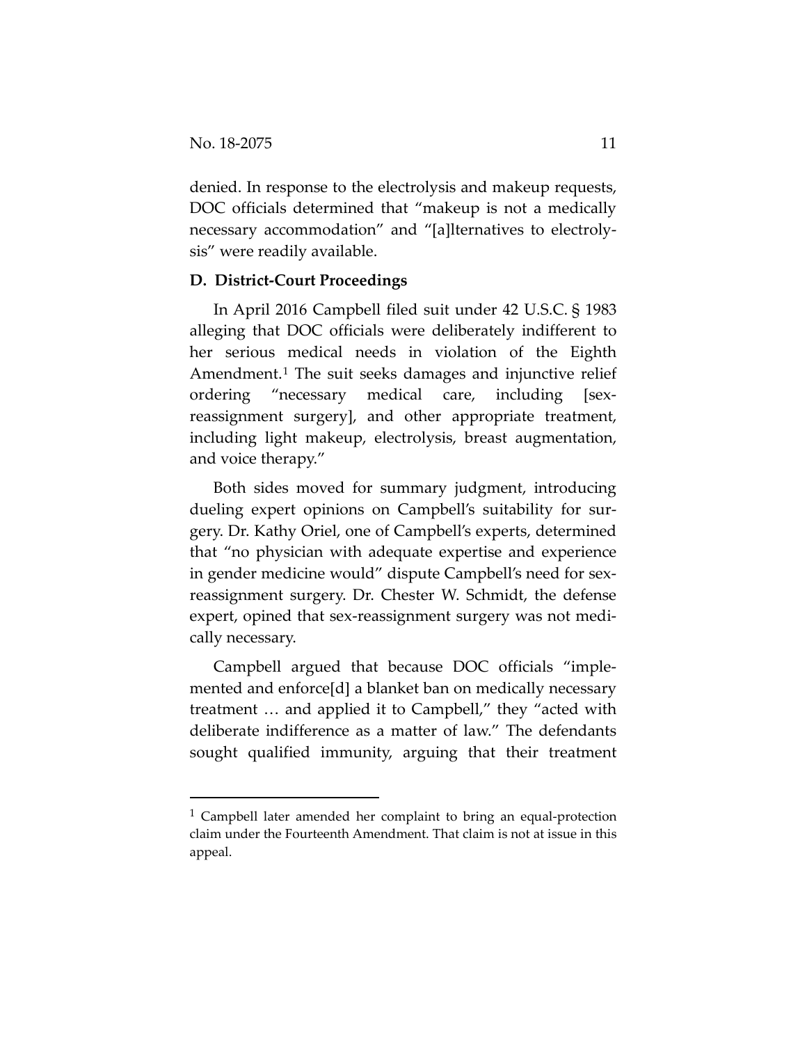denied. In response to the electrolysis and makeup requests, DOC officials determined that "makeup is not a medically necessary accommodation" and "[a]lternatives to electrolysis" were readily available.

### D. District-Court Proceedings

In April 2016 Campbell filed suit under 42 U.S.C. § 1983 alleging that DOC officials were deliberately indifferent to her serious medical needs in violation of the Eighth Amendment.[1] The suit seeks damages and injunctive relief ordering "necessary medical care, including [sex-reassignment surgery], and other appropriate treatment, including light makeup, electrolysis, breast augmentation, and voice therapy."

Both sides moved for summary judgment, introducing dueling expert opinions on Campbell's suitability for surgery. Dr. Kathy Oriel, one of Campbell's experts, determined that "no physician with adequate expertise and experience in gender medicine would" dispute Campbell's need for sex-reassignment surgery. Dr. Chester W. Schmidt, the defense expert, opined that sex-reassignment surgery was not medically necessary.

Campbell argued that because DOC officials "implemented and enforce[d] a blanket ban on medically necessary treatment … and applied it to Campbell," they "acted with deliberate indifference as a matter of law." The defendants sought qualified immunity, arguing that their treatment

[1] Campbell later amended her complaint to bring an equal-protection claim under the Fourteenth Amendment. That claim is not at issue in this appeal.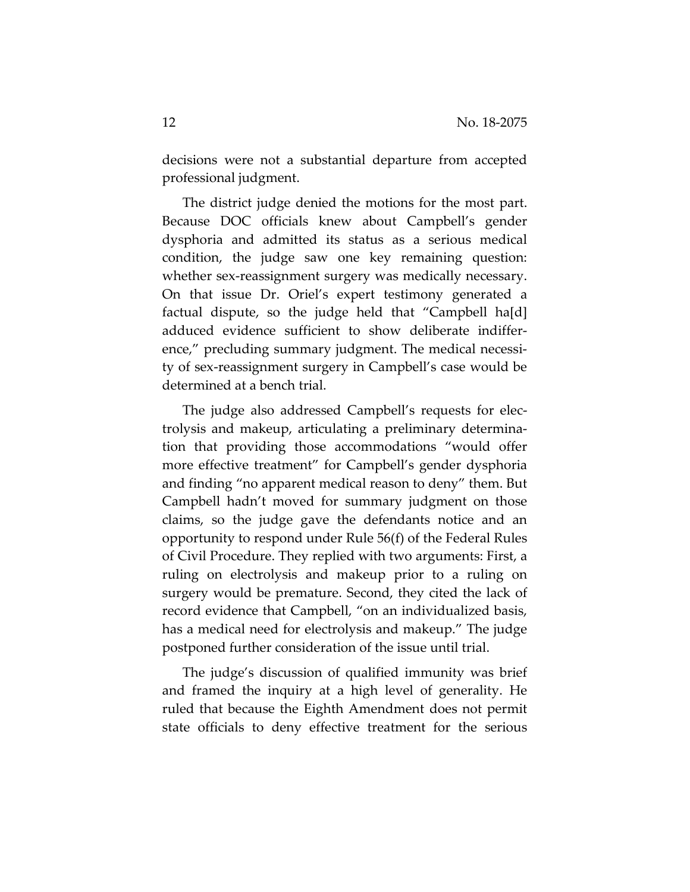decisions were not a substantial departure from accepted professional judgment.

The district judge denied the motions for the most part. Because DOC officials knew about Campbell's gender dysphoria and admitted its status as a serious medical condition, the judge saw one key remaining question: whether sex-reassignment surgery was medically necessary. On that issue Dr. Oriel's expert testimony generated a factual dispute, so the judge held that "Campbell ha[d] adduced evidence sufficient to show deliberate indifference," precluding summary judgment. The medical necessity of sex-reassignment surgery in Campbell's case would be determined at a bench trial.

The judge also addressed Campbell's requests for electrolysis and makeup, articulating a preliminary determination that providing those accommodations "would offer more effective treatment" for Campbell's gender dysphoria and finding "no apparent medical reason to deny" them. But Campbell hadn't moved for summary judgment on those claims, so the judge gave the defendants notice and an opportunity to respond under Rule 56(f) of the Federal Rules of Civil Procedure. They replied with two arguments: First, a ruling on electrolysis and makeup prior to a ruling on surgery would be premature. Second, they cited the lack of record evidence that Campbell, "on an individualized basis, has a medical need for electrolysis and makeup." The judge postponed further consideration of the issue until trial.

The judge's discussion of qualified immunity was brief and framed the inquiry at a high level of generality. He ruled that because the Eighth Amendment does not permit state officials to deny effective treatment for the serious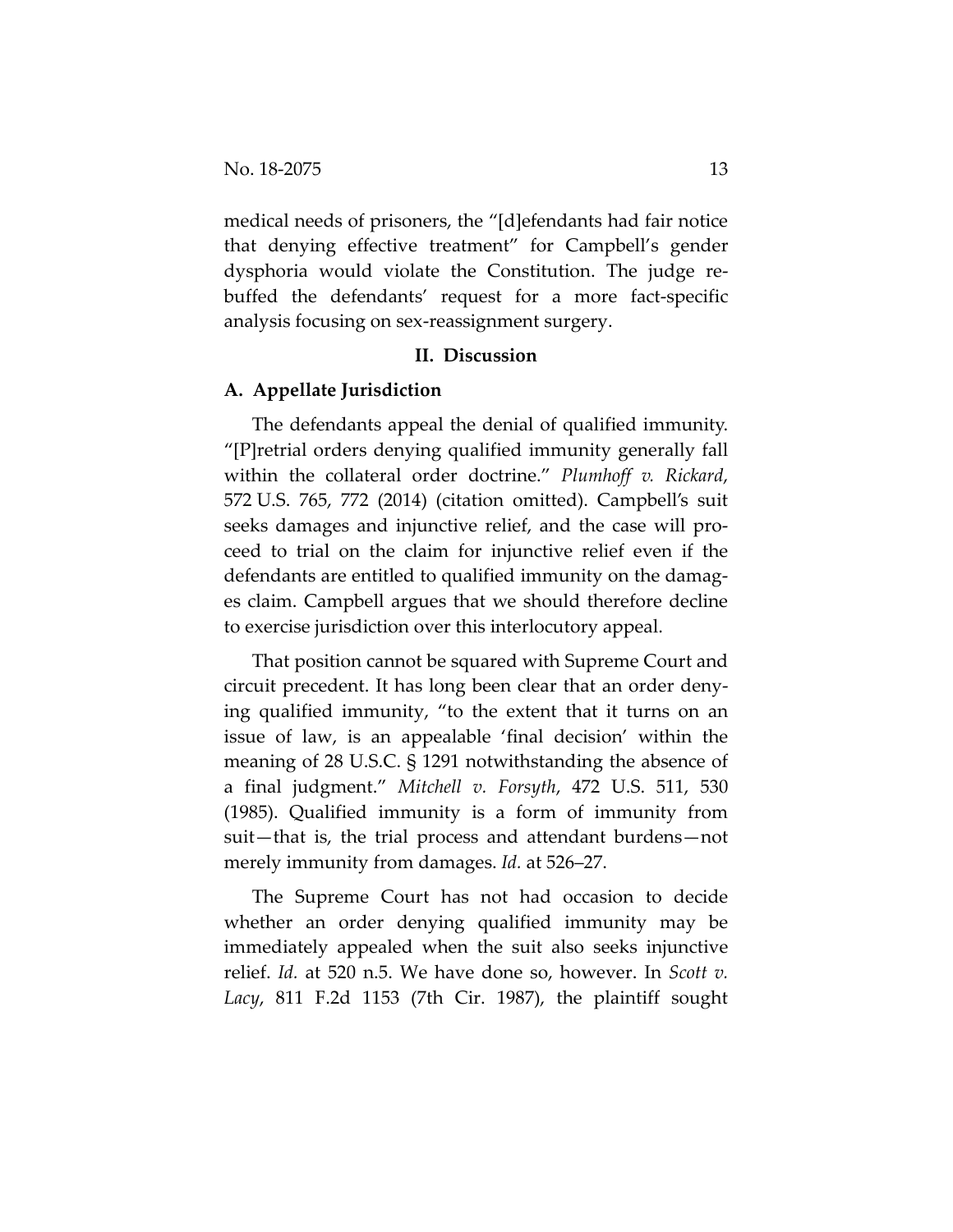medical needs of prisoners, the "[d]efendants had fair notice that denying effective treatment" for Campbell's gender dysphoria would violate the Constitution. The judge rebuffed the defendants' request for a more fact-specific analysis focusing on sex-reassignment surgery.

## II. Discussion

### A. Appellate Jurisdiction

The defendants appeal the denial of qualified immunity. "[P]retrial orders denying qualified immunity generally fall within the collateral order doctrine." *Plumhoff v. Rickard*, 572 U.S. 765, 772 (2014) (citation omitted). Campbell's suit seeks damages and injunctive relief, and the case will proceed to trial on the claim for injunctive relief even if the defendants are entitled to qualified immunity on the damages claim. Campbell argues that we should therefore decline to exercise jurisdiction over this interlocutory appeal.

That position cannot be squared with Supreme Court and circuit precedent. It has long been clear that an order denying qualified immunity, "to the extent that it turns on an issue of law, is an appealable 'final decision' within the meaning of 28 U.S.C. § 1291 notwithstanding the absence of a final judgment." *Mitchell v. Forsyth*, 472 U.S. 511, 530 (1985). Qualified immunity is a form of immunity from suit—that is, the trial process and attendant burdens—not merely immunity from damages. *Id.* at 526–27.

The Supreme Court has not had occasion to decide whether an order denying qualified immunity may be immediately appealed when the suit also seeks injunctive relief. *Id.* at 520 n.5. We have done so, however. In *Scott v. Lacy*, 811 F.2d 1153 (7th Cir. 1987), the plaintiff sought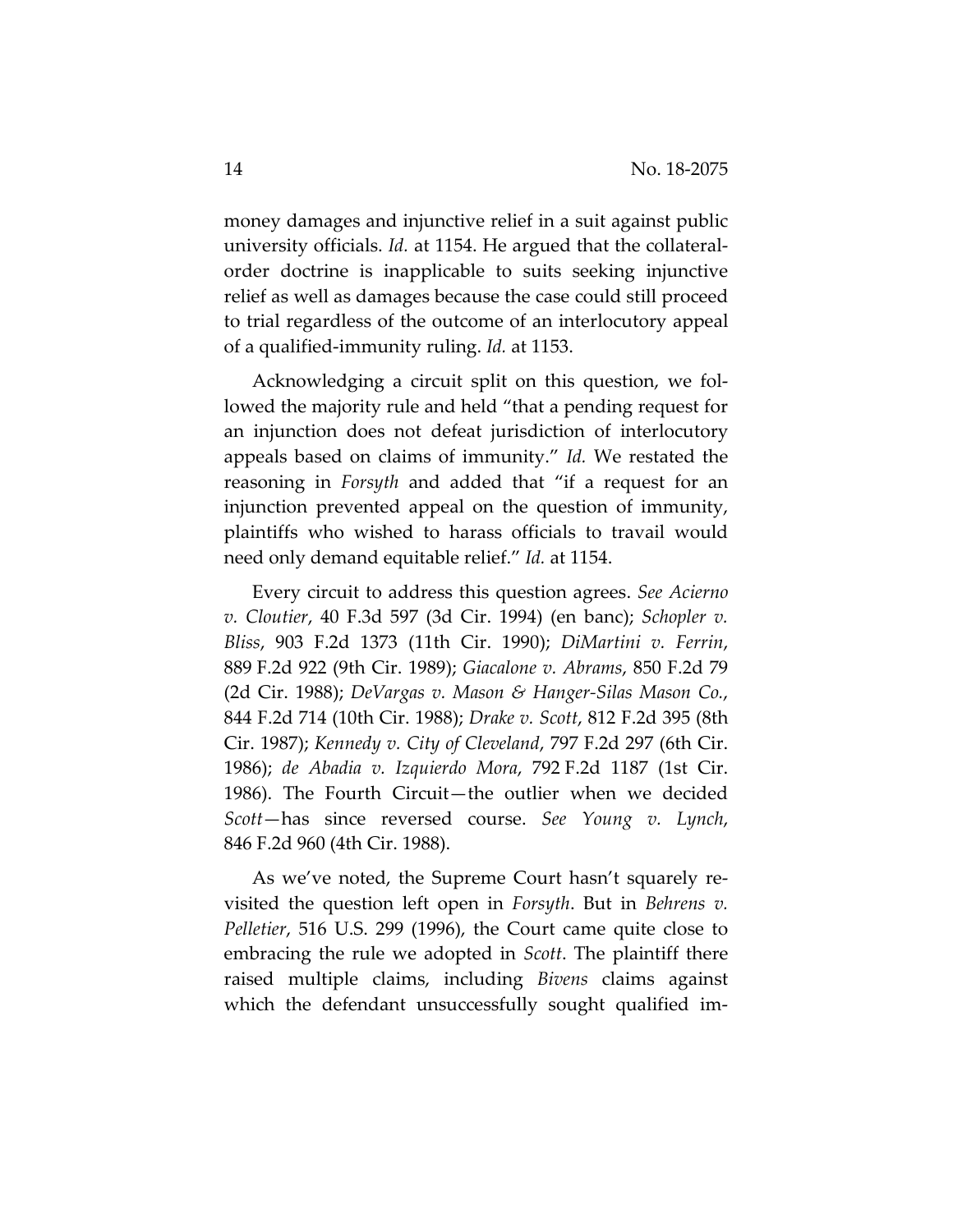money damages and injunctive relief in a suit against public university officials. *Id.* at 1154. He argued that the collateral-order doctrine is inapplicable to suits seeking injunctive relief as well as damages because the case could still proceed to trial regardless of the outcome of an interlocutory appeal of a qualified-immunity ruling. *Id.* at 1153.

Acknowledging a circuit split on this question, we followed the majority rule and held "that a pending request for an injunction does not defeat jurisdiction of interlocutory appeals based on claims of immunity." *Id.* We restated the reasoning in *Forsyth* and added that "if a request for an injunction prevented appeal on the question of immunity, plaintiffs who wished to harass officials to travail would need only demand equitable relief." *Id.* at 1154.

Every circuit to address this question agrees. *See Acierno v. Cloutier*, 40 F.3d 597 (3d Cir. 1994) (en banc); *Schopler v. Bliss*, 903 F.2d 1373 (11th Cir. 1990); *DiMartini v. Ferrin*, 889 F.2d 922 (9th Cir. 1989); *Giacalone v. Abrams*, 850 F.2d 79 (2d Cir. 1988); *DeVargas v. Mason & Hanger-Silas Mason Co.*, 844 F.2d 714 (10th Cir. 1988); *Drake v. Scott*, 812 F.2d 395 (8th Cir. 1987); *Kennedy v. City of Cleveland*, 797 F.2d 297 (6th Cir. 1986); *de Abadia v. Izquierdo Mora*, 792 F.2d 1187 (1st Cir. 1986). The Fourth Circuit—the outlier when we decided *Scott*—has since reversed course. *See Young v. Lynch*, 846 F.2d 960 (4th Cir. 1988).

As we've noted, the Supreme Court hasn't squarely revisited the question left open in *Forsyth*. But in *Behrens v. Pelletier*, 516 U.S. 299 (1996), the Court came quite close to embracing the rule we adopted in *Scott*. The plaintiff there raised multiple claims, including *Bivens* claims against which the defendant unsuccessfully sought qualified im-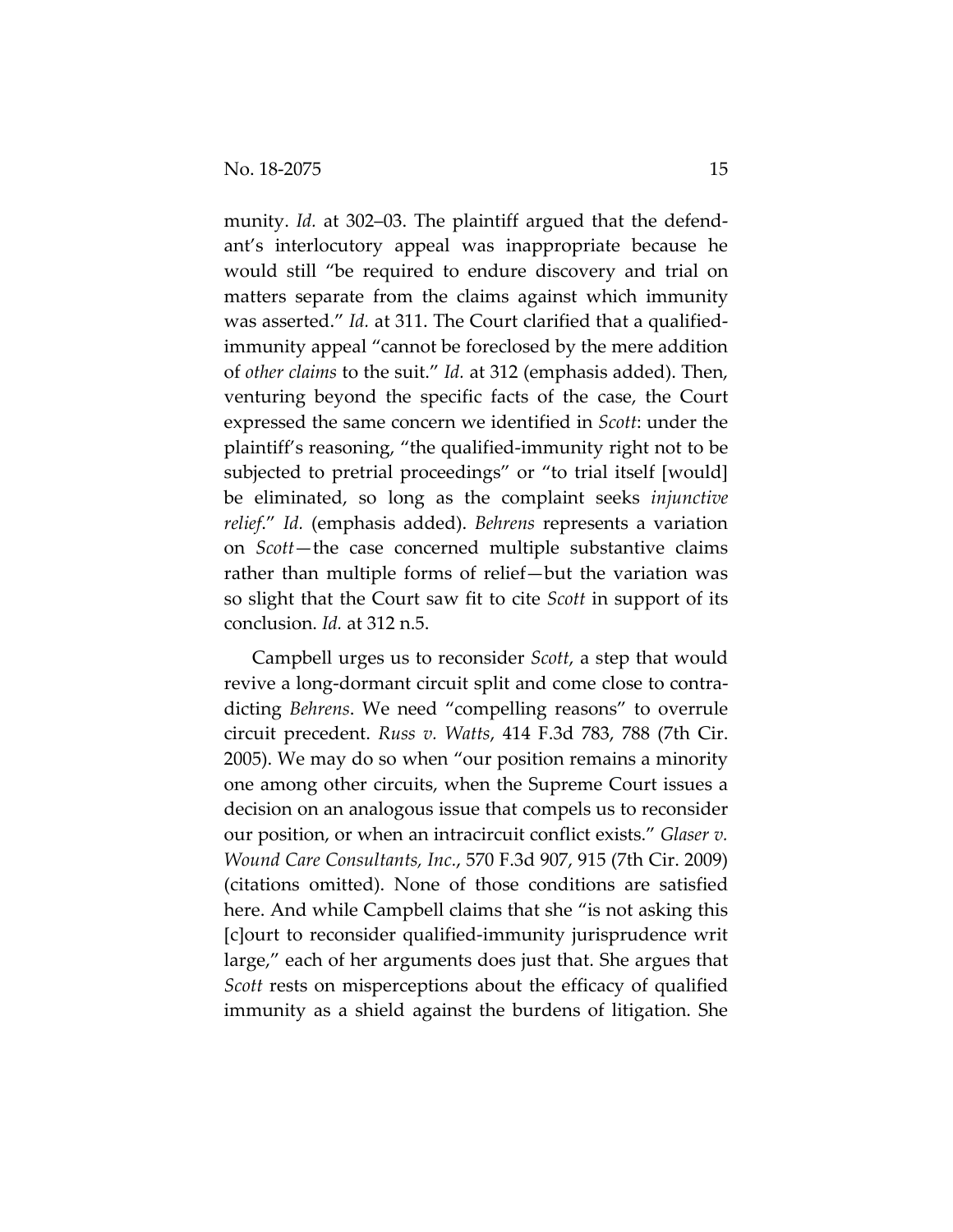munity. *Id.* at 302–03. The plaintiff argued that the defendant's interlocutory appeal was inappropriate because he would still "be required to endure discovery and trial on matters separate from the claims against which immunity was asserted." *Id.* at 311. The Court clarified that a qualified-immunity appeal "cannot be foreclosed by the mere addition of *other claims* to the suit." *Id.* at 312 (emphasis added). Then, venturing beyond the specific facts of the case, the Court expressed the same concern we identified in *Scott*: under the plaintiff's reasoning, "the qualified-immunity right not to be subjected to pretrial proceedings" or "to trial itself [would] be eliminated, so long as the complaint seeks *injunctive relief*." *Id.* (emphasis added). *Behrens* represents a variation on *Scott*—the case concerned multiple substantive claims rather than multiple forms of relief—but the variation was so slight that the Court saw fit to cite *Scott* in support of its conclusion. *Id.* at 312 n.5.

Campbell urges us to reconsider *Scott*, a step that would revive a long-dormant circuit split and come close to contradicting *Behrens*. We need "compelling reasons" to overrule circuit precedent. *Russ v. Watts*, 414 F.3d 783, 788 (7th Cir. 2005). We may do so when "our position remains a minority one among other circuits, when the Supreme Court issues a decision on an analogous issue that compels us to reconsider our position, or when an intracircuit conflict exists." *Glaser v. Wound Care Consultants, Inc.*, 570 F.3d 907, 915 (7th Cir. 2009) (citations omitted). None of those conditions are satisfied here. And while Campbell claims that she "is not asking this [c]ourt to reconsider qualified-immunity jurisprudence writ large," each of her arguments does just that. She argues that *Scott* rests on misperceptions about the efficacy of qualified immunity as a shield against the burdens of litigation. She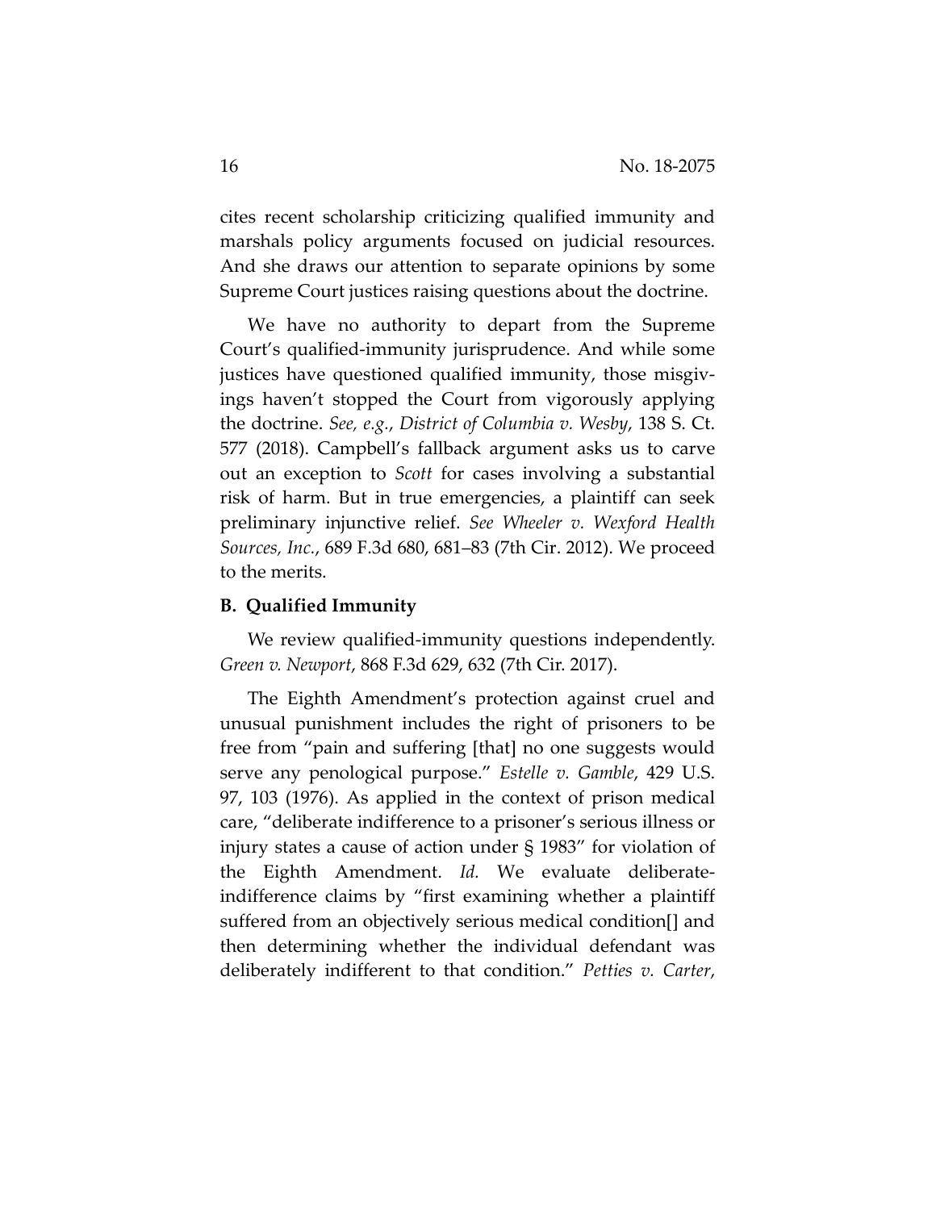cites recent scholarship criticizing qualified immunity and marshals policy arguments focused on judicial resources. And she draws our attention to separate opinions by some Supreme Court justices raising questions about the doctrine.

We have no authority to depart from the Supreme Court's qualified-immunity jurisprudence. And while some justices have questioned qualified immunity, those misgivings haven't stopped the Court from vigorously applying the doctrine. *See, e.g.*, *District of Columbia v. Wesby*, 138 S. Ct. 577 (2018). Campbell's fallback argument asks us to carve out an exception to *Scott* for cases involving a substantial risk of harm. But in true emergencies, a plaintiff can seek preliminary injunctive relief. *See Wheeler v. Wexford Health Sources, Inc.*, 689 F.3d 680, 681–83 (7th Cir. 2012). We proceed to the merits.

**B. Qualified Immunity**

We review qualified-immunity questions independently. *Green v. Newport*, 868 F.3d 629, 632 (7th Cir. 2017).

The Eighth Amendment's protection against cruel and unusual punishment includes the right of prisoners to be free from "pain and suffering [that] no one suggests would serve any penological purpose." *Estelle v. Gamble*, 429 U.S. 97, 103 (1976). As applied in the context of prison medical care, "deliberate indifference to a prisoner's serious illness or injury states a cause of action under § 1983" for violation of the Eighth Amendment. *Id.* We evaluate deliberate-indifference claims by "first examining whether a plaintiff suffered from an objectively serious medical condition[] and then determining whether the individual defendant was deliberately indifferent to that condition." *Petties v. Carter*,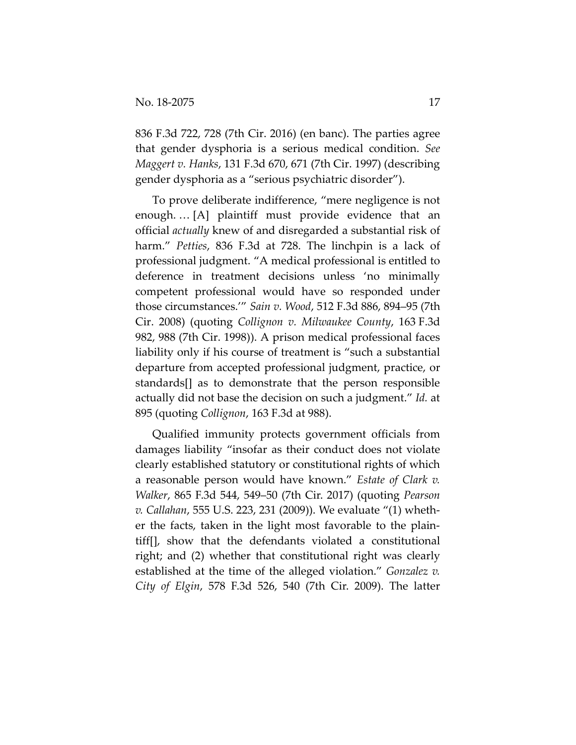836 F.3d 722, 728 (7th Cir. 2016) (en banc). The parties agree that gender dysphoria is a serious medical condition. *See Maggert v. Hanks*, 131 F.3d 670, 671 (7th Cir. 1997) (describing gender dysphoria as a "serious psychiatric disorder").

To prove deliberate indifference, "mere negligence is not enough. … [A] plaintiff must provide evidence that an official *actually* knew of and disregarded a substantial risk of harm." *Petties*, 836 F.3d at 728. The linchpin is a lack of professional judgment. "A medical professional is entitled to deference in treatment decisions unless 'no minimally competent professional would have so responded under those circumstances.'" *Sain v. Wood*, 512 F.3d 886, 894–95 (7th Cir. 2008) (quoting *Collignon v. Milwaukee County*, 163 F.3d 982, 988 (7th Cir. 1998)). A prison medical professional faces liability only if his course of treatment is "such a substantial departure from accepted professional judgment, practice, or standards[] as to demonstrate that the person responsible actually did not base the decision on such a judgment." *Id.* at 895 (quoting *Collignon*, 163 F.3d at 988).

Qualified immunity protects government officials from damages liability "insofar as their conduct does not violate clearly established statutory or constitutional rights of which a reasonable person would have known." *Estate of Clark v. Walker*, 865 F.3d 544, 549–50 (7th Cir. 2017) (quoting *Pearson v. Callahan*, 555 U.S. 223, 231 (2009)). We evaluate "(1) whether the facts, taken in the light most favorable to the plaintiff[], show that the defendants violated a constitutional right; and (2) whether that constitutional right was clearly established at the time of the alleged violation." *Gonzalez v. City of Elgin*, 578 F.3d 526, 540 (7th Cir. 2009). The latter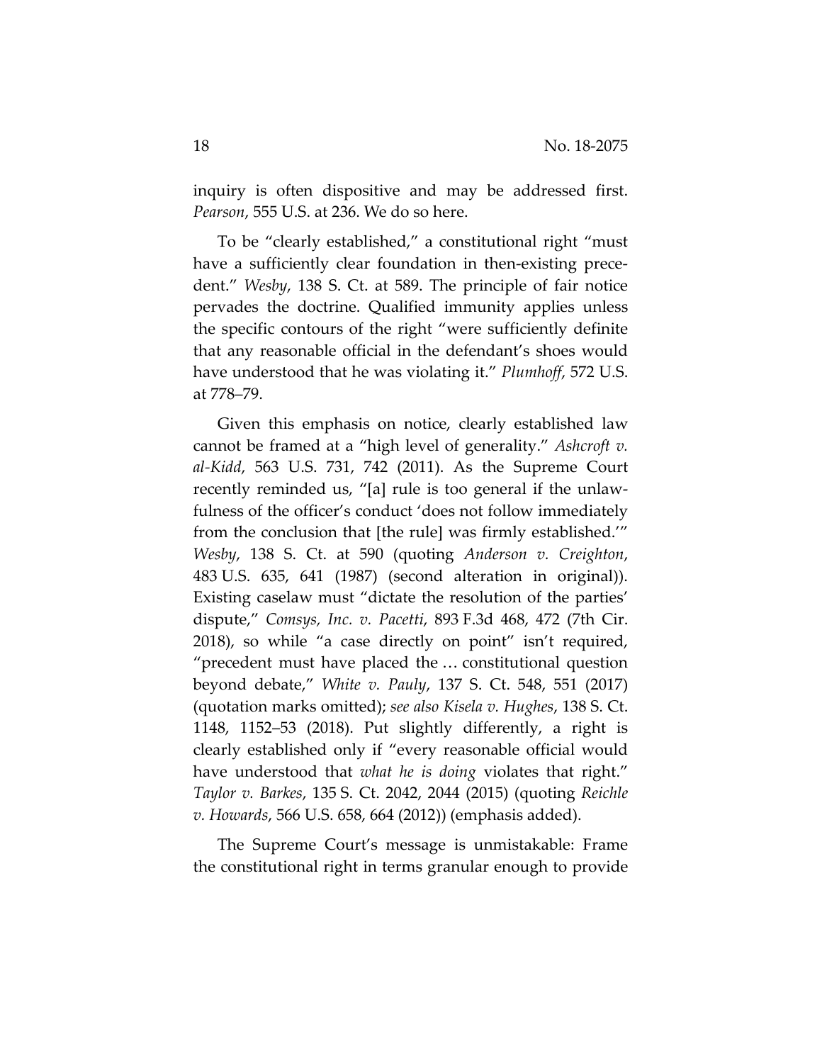inquiry is often dispositive and may be addressed first. *Pearson*, 555 U.S. at 236. We do so here.

To be "clearly established," a constitutional right "must have a sufficiently clear foundation in then-existing precedent." *Wesby*, 138 S. Ct. at 589. The principle of fair notice pervades the doctrine. Qualified immunity applies unless the specific contours of the right "were sufficiently definite that any reasonable official in the defendant's shoes would have understood that he was violating it." *Plumhoff*, 572 U.S. at 778–79.

Given this emphasis on notice, clearly established law cannot be framed at a "high level of generality." *Ashcroft v. al-Kidd*, 563 U.S. 731, 742 (2011). As the Supreme Court recently reminded us, "[a] rule is too general if the unlawfulness of the officer's conduct 'does not follow immediately from the conclusion that [the rule] was firmly established.'" *Wesby*, 138 S. Ct. at 590 (quoting *Anderson v. Creighton*, 483 U.S. 635, 641 (1987) (second alteration in original)). Existing caselaw must "dictate the resolution of the parties' dispute," *Comsys, Inc. v. Pacetti*, 893 F.3d 468, 472 (7th Cir. 2018), so while "a case directly on point" isn't required, "precedent must have placed the … constitutional question beyond debate," *White v. Pauly*, 137 S. Ct. 548, 551 (2017) (quotation marks omitted); *see also Kisela v. Hughes*, 138 S. Ct. 1148, 1152–53 (2018). Put slightly differently, a right is clearly established only if "every reasonable official would have understood that *what he is doing* violates that right." *Taylor v. Barkes*, 135 S. Ct. 2042, 2044 (2015) (quoting *Reichle v. Howards*, 566 U.S. 658, 664 (2012)) (emphasis added).

The Supreme Court's message is unmistakable: Frame the constitutional right in terms granular enough to provide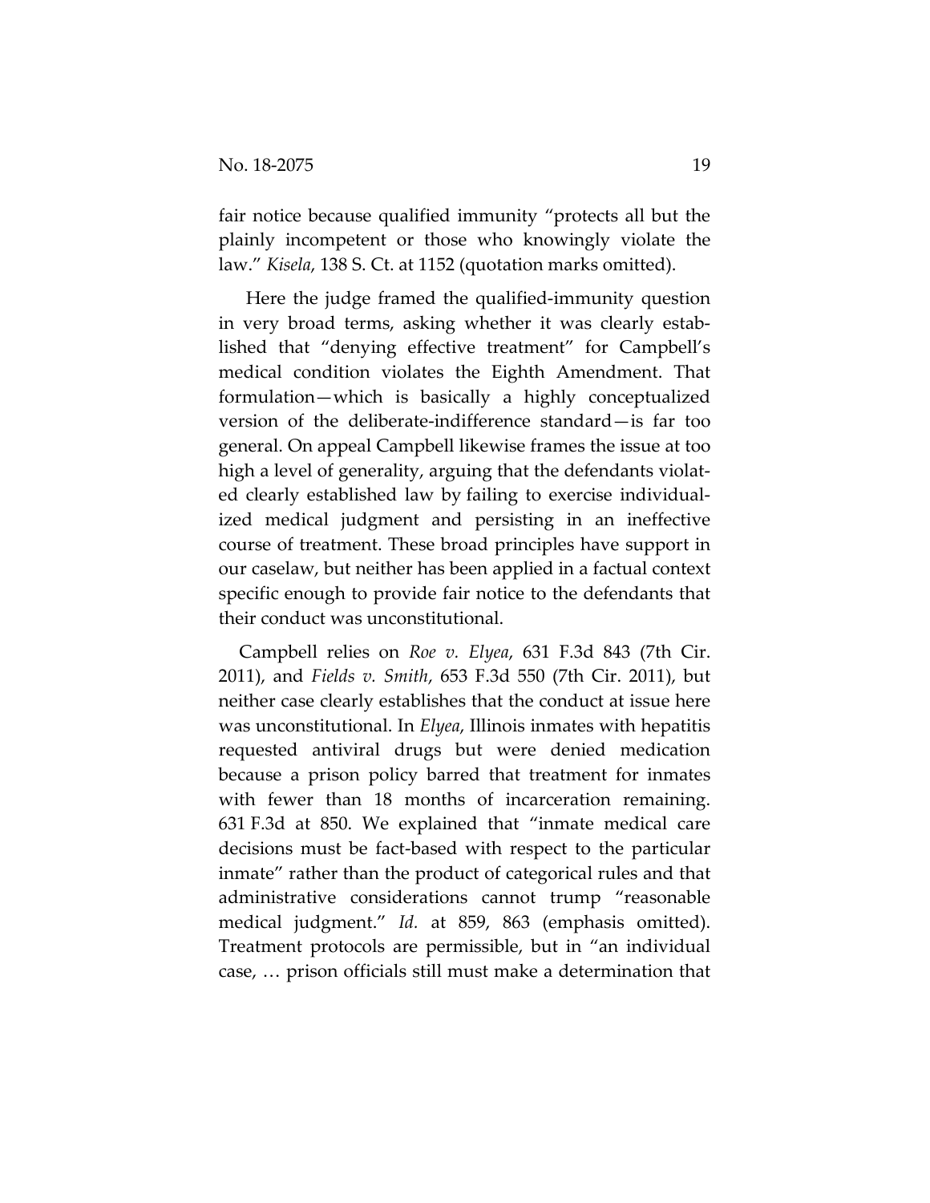fair notice because qualified immunity "protects all but the plainly incompetent or those who knowingly violate the law." *Kisela*, 138 S. Ct. at 1152 (quotation marks omitted).

Here the judge framed the qualified-immunity question in very broad terms, asking whether it was clearly established that "denying effective treatment" for Campbell's medical condition violates the Eighth Amendment. That formulation—which is basically a highly conceptualized version of the deliberate-indifference standard—is far too general. On appeal Campbell likewise frames the issue at too high a level of generality, arguing that the defendants violated clearly established law by failing to exercise individualized medical judgment and persisting in an ineffective course of treatment. These broad principles have support in our caselaw, but neither has been applied in a factual context specific enough to provide fair notice to the defendants that their conduct was unconstitutional.

Campbell relies on *Roe v. Elyea*, 631 F.3d 843 (7th Cir. 2011), and *Fields v. Smith*, 653 F.3d 550 (7th Cir. 2011), but neither case clearly establishes that the conduct at issue here was unconstitutional. In *Elyea*, Illinois inmates with hepatitis requested antiviral drugs but were denied medication because a prison policy barred that treatment for inmates with fewer than 18 months of incarceration remaining. 631 F.3d at 850. We explained that "inmate medical care decisions must be fact-based with respect to the particular inmate" rather than the product of categorical rules and that administrative considerations cannot trump "reasonable medical judgment." *Id.* at 859, 863 (emphasis omitted). Treatment protocols are permissible, but in "an individual case, … prison officials still must make a determination that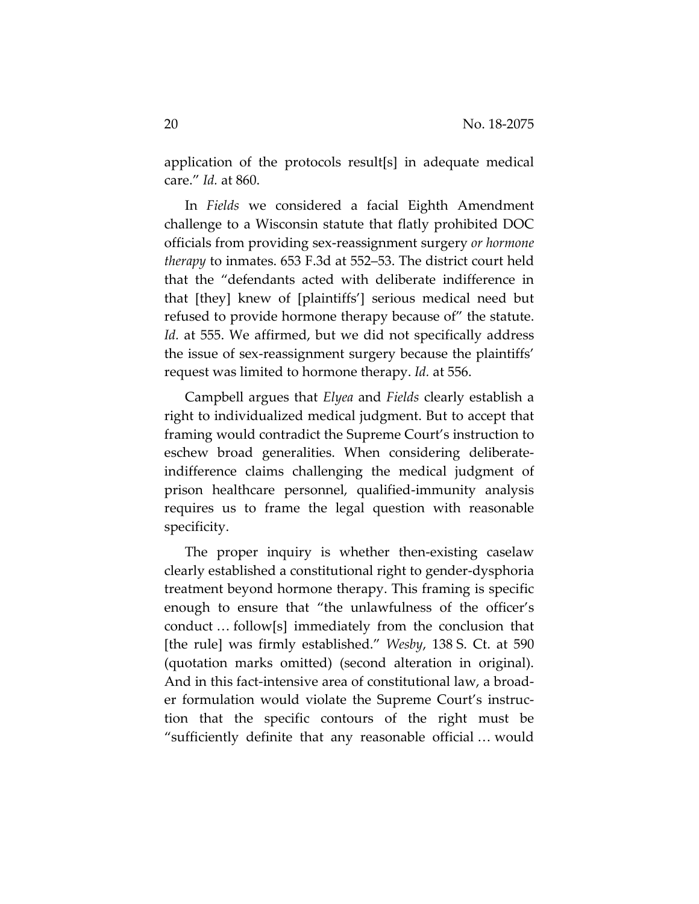application of the protocols result[s] in adequate medical care." *Id.* at 860.

In *Fields* we considered a facial Eighth Amendment challenge to a Wisconsin statute that flatly prohibited DOC officials from providing sex-reassignment surgery *or hormone therapy* to inmates. 653 F.3d at 552–53. The district court held that the "defendants acted with deliberate indifference in that [they] knew of [plaintiffs'] serious medical need but refused to provide hormone therapy because of" the statute. *Id.* at 555. We affirmed, but we did not specifically address the issue of sex-reassignment surgery because the plaintiffs' request was limited to hormone therapy. *Id.* at 556.

Campbell argues that *Elyea* and *Fields* clearly establish a right to individualized medical judgment. But to accept that framing would contradict the Supreme Court's instruction to eschew broad generalities. When considering deliberate-indifference claims challenging the medical judgment of prison healthcare personnel, qualified-immunity analysis requires us to frame the legal question with reasonable specificity.

The proper inquiry is whether then-existing caselaw clearly established a constitutional right to gender-dysphoria treatment beyond hormone therapy. This framing is specific enough to ensure that "the unlawfulness of the officer's conduct … follow[s] immediately from the conclusion that [the rule] was firmly established." *Wesby*, 138 S. Ct. at 590 (quotation marks omitted) (second alteration in original). And in this fact-intensive area of constitutional law, a broader formulation would violate the Supreme Court's instruction that the specific contours of the right must be "sufficiently definite that any reasonable official … would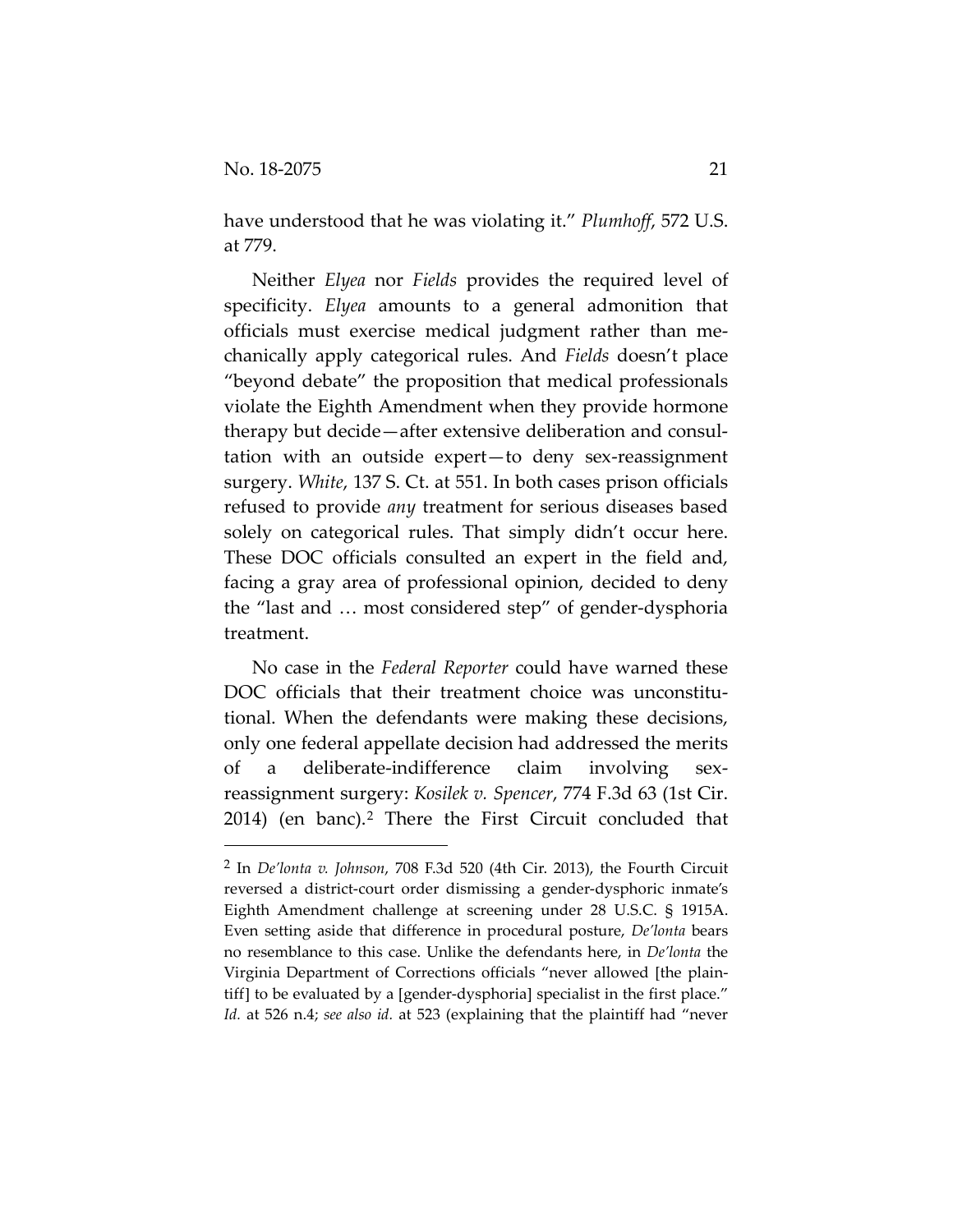have understood that he was violating it." *Plumhoff*, 572 U.S. at 779.

Neither *Elyea* nor *Fields* provides the required level of specificity. *Elyea* amounts to a general admonition that officials must exercise medical judgment rather than mechanically apply categorical rules. And *Fields* doesn't place "beyond debate" the proposition that medical professionals violate the Eighth Amendment when they provide hormone therapy but decide—after extensive deliberation and consultation with an outside expert—to deny sex-reassignment surgery. *White*, 137 S. Ct. at 551. In both cases prison officials refused to provide *any* treatment for serious diseases based solely on categorical rules. That simply didn't occur here. These DOC officials consulted an expert in the field and, facing a gray area of professional opinion, decided to deny the "last and … most considered step" of gender-dysphoria treatment.

No case in the *Federal Reporter* could have warned these DOC officials that their treatment choice was unconstitutional. When the defendants were making these decisions, only one federal appellate decision had addressed the merits of a deliberate-indifference claim involving sex-reassignment surgery: *Kosilek v. Spencer*, 774 F.3d 63 (1st Cir. 2014) (en banc).[2] There the First Circuit concluded that

---

[2] In *De'lonta v. Johnson*, 708 F.3d 520 (4th Cir. 2013), the Fourth Circuit reversed a district-court order dismissing a gender-dysphoric inmate's Eighth Amendment challenge at screening under 28 U.S.C. § 1915A. Even setting aside that difference in procedural posture, *De'lonta* bears no resemblance to this case. Unlike the defendants here, in *De'lonta* the Virginia Department of Corrections officials "never allowed [the plaintiff] to be evaluated by a [gender-dysphoria] specialist in the first place." *Id.* at 526 n.4; *see also id.* at 523 (explaining that the plaintiff had "never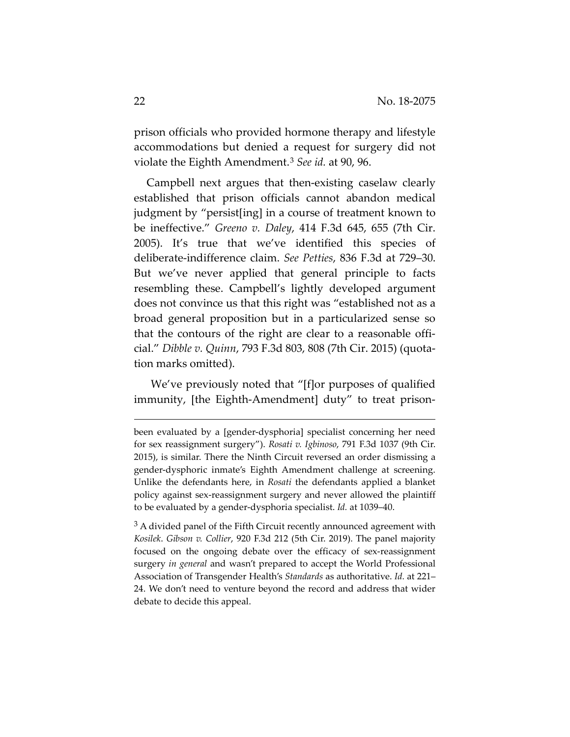prison officials who provided hormone therapy and lifestyle accommodations but denied a request for surgery did not violate the Eighth Amendment.[3] *See id.* at 90, 96.

Campbell next argues that then-existing caselaw clearly established that prison officials cannot abandon medical judgment by "persist[ing] in a course of treatment known to be ineffective." *Greeno v. Daley*, 414 F.3d 645, 655 (7th Cir. 2005). It's true that we've identified this species of deliberate-indifference claim. *See Petties*, 836 F.3d at 729–30. But we've never applied that general principle to facts resembling these. Campbell's lightly developed argument does not convince us that this right was "established not as a broad general proposition but in a particularized sense so that the contours of the right are clear to a reasonable official." *Dibble v. Quinn*, 793 F.3d 803, 808 (7th Cir. 2015) (quotation marks omitted).

We've previously noted that "[f]or purposes of qualified immunity, [the Eighth-Amendment] duty" to treat prison-

---

been evaluated by a [gender-dysphoria] specialist concerning her need for sex reassignment surgery"). *Rosati v. Igbinoso*, 791 F.3d 1037 (9th Cir. 2015), is similar. There the Ninth Circuit reversed an order dismissing a gender-dysphoric inmate's Eighth Amendment challenge at screening. Unlike the defendants here, in *Rosati* the defendants applied a blanket policy against sex-reassignment surgery and never allowed the plaintiff to be evaluated by a gender-dysphoria specialist. *Id.* at 1039–40.

[3] A divided panel of the Fifth Circuit recently announced agreement with *Kosilek*. *Gibson v. Collier*, 920 F.3d 212 (5th Cir. 2019). The panel majority focused on the ongoing debate over the efficacy of sex-reassignment surgery *in general* and wasn't prepared to accept the World Professional Association of Transgender Health's *Standards* as authoritative. *Id.* at 221–24. We don't need to venture beyond the record and address that wider debate to decide this appeal.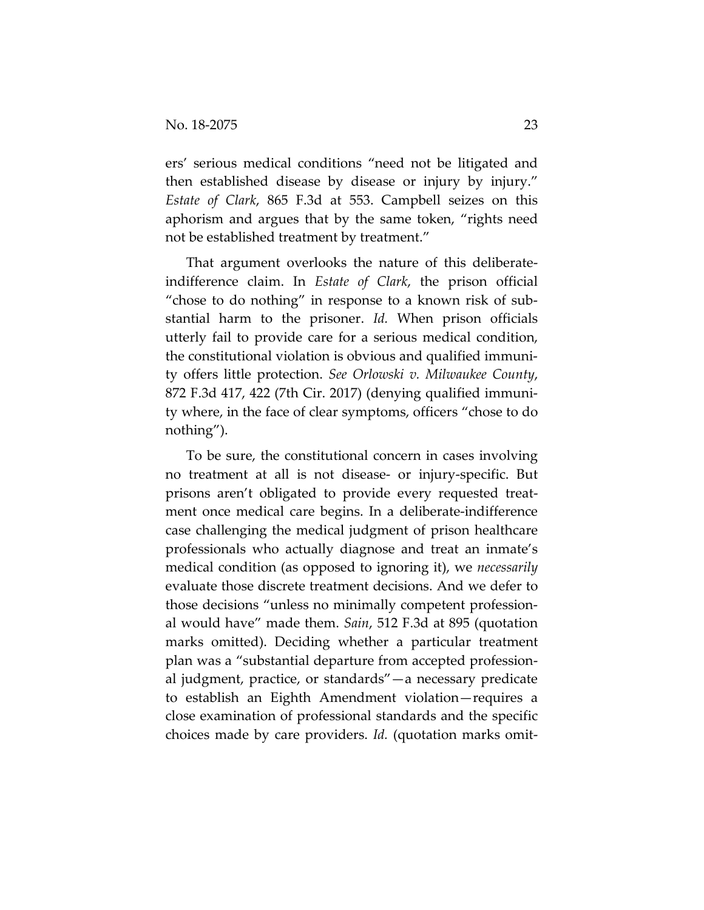ers' serious medical conditions "need not be litigated and then established disease by disease or injury by injury." *Estate of Clark*, 865 F.3d at 553. Campbell seizes on this aphorism and argues that by the same token, "rights need not be established treatment by treatment."

That argument overlooks the nature of this deliberate-indifference claim. In *Estate of Clark*, the prison official "chose to do nothing" in response to a known risk of substantial harm to the prisoner. *Id.* When prison officials utterly fail to provide care for a serious medical condition, the constitutional violation is obvious and qualified immunity offers little protection. *See Orlowski v. Milwaukee County*, 872 F.3d 417, 422 (7th Cir. 2017) (denying qualified immunity where, in the face of clear symptoms, officers "chose to do nothing").

To be sure, the constitutional concern in cases involving no treatment at all is not disease- or injury-specific. But prisons aren't obligated to provide every requested treatment once medical care begins. In a deliberate-indifference case challenging the medical judgment of prison healthcare professionals who actually diagnose and treat an inmate's medical condition (as opposed to ignoring it), we *necessarily* evaluate those discrete treatment decisions. And we defer to those decisions "unless no minimally competent professional would have" made them. *Sain*, 512 F.3d at 895 (quotation marks omitted). Deciding whether a particular treatment plan was a "substantial departure from accepted professional judgment, practice, or standards"—a necessary predicate to establish an Eighth Amendment violation—requires a close examination of professional standards and the specific choices made by care providers. *Id.* (quotation marks omit-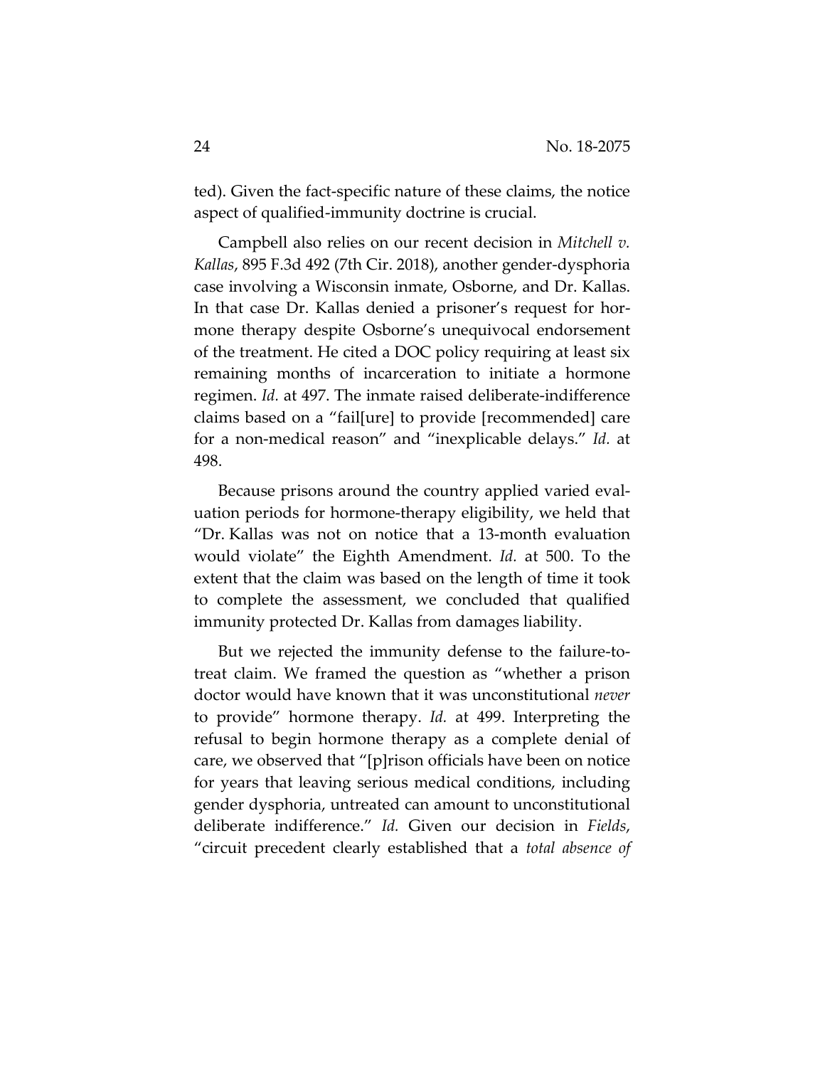ted). Given the fact-specific nature of these claims, the notice aspect of qualified-immunity doctrine is crucial.

Campbell also relies on our recent decision in *Mitchell v. Kallas*, 895 F.3d 492 (7th Cir. 2018), another gender-dysphoria case involving a Wisconsin inmate, Osborne, and Dr. Kallas. In that case Dr. Kallas denied a prisoner's request for hormone therapy despite Osborne's unequivocal endorsement of the treatment. He cited a DOC policy requiring at least six remaining months of incarceration to initiate a hormone regimen. *Id.* at 497. The inmate raised deliberate-indifference claims based on a "fail[ure] to provide [recommended] care for a non-medical reason" and "inexplicable delays." *Id.* at 498.

Because prisons around the country applied varied evaluation periods for hormone-therapy eligibility, we held that "Dr. Kallas was not on notice that a 13-month evaluation would violate" the Eighth Amendment. *Id.* at 500. To the extent that the claim was based on the length of time it took to complete the assessment, we concluded that qualified immunity protected Dr. Kallas from damages liability.

But we rejected the immunity defense to the failure-to-treat claim. We framed the question as "whether a prison doctor would have known that it was unconstitutional *never* to provide" hormone therapy. *Id.* at 499. Interpreting the refusal to begin hormone therapy as a complete denial of care, we observed that "[p]rison officials have been on notice for years that leaving serious medical conditions, including gender dysphoria, untreated can amount to unconstitutional deliberate indifference." *Id.* Given our decision in *Fields*, "circuit precedent clearly established that a *total absence of*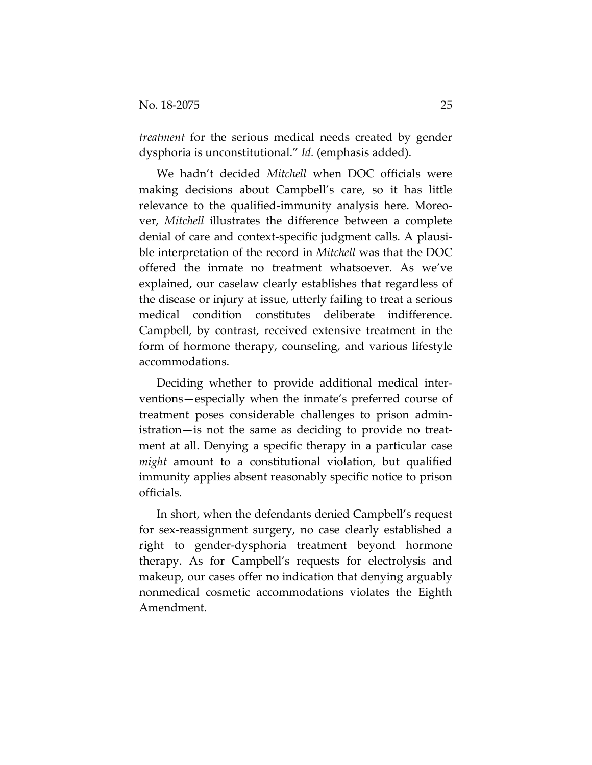*treatment* for the serious medical needs created by gender dysphoria is unconstitutional." *Id.* (emphasis added).

We hadn't decided *Mitchell* when DOC officials were making decisions about Campbell's care, so it has little relevance to the qualified-immunity analysis here. Moreover, *Mitchell* illustrates the difference between a complete denial of care and context-specific judgment calls. A plausible interpretation of the record in *Mitchell* was that the DOC offered the inmate no treatment whatsoever. As we've explained, our caselaw clearly establishes that regardless of the disease or injury at issue, utterly failing to treat a serious medical condition constitutes deliberate indifference. Campbell, by contrast, received extensive treatment in the form of hormone therapy, counseling, and various lifestyle accommodations.

Deciding whether to provide additional medical interventions—especially when the inmate's preferred course of treatment poses considerable challenges to prison administration—is not the same as deciding to provide no treatment at all. Denying a specific therapy in a particular case *might* amount to a constitutional violation, but qualified immunity applies absent reasonably specific notice to prison officials.

In short, when the defendants denied Campbell's request for sex-reassignment surgery, no case clearly established a right to gender-dysphoria treatment beyond hormone therapy. As for Campbell's requests for electrolysis and makeup, our cases offer no indication that denying arguably nonmedical cosmetic accommodations violates the Eighth Amendment.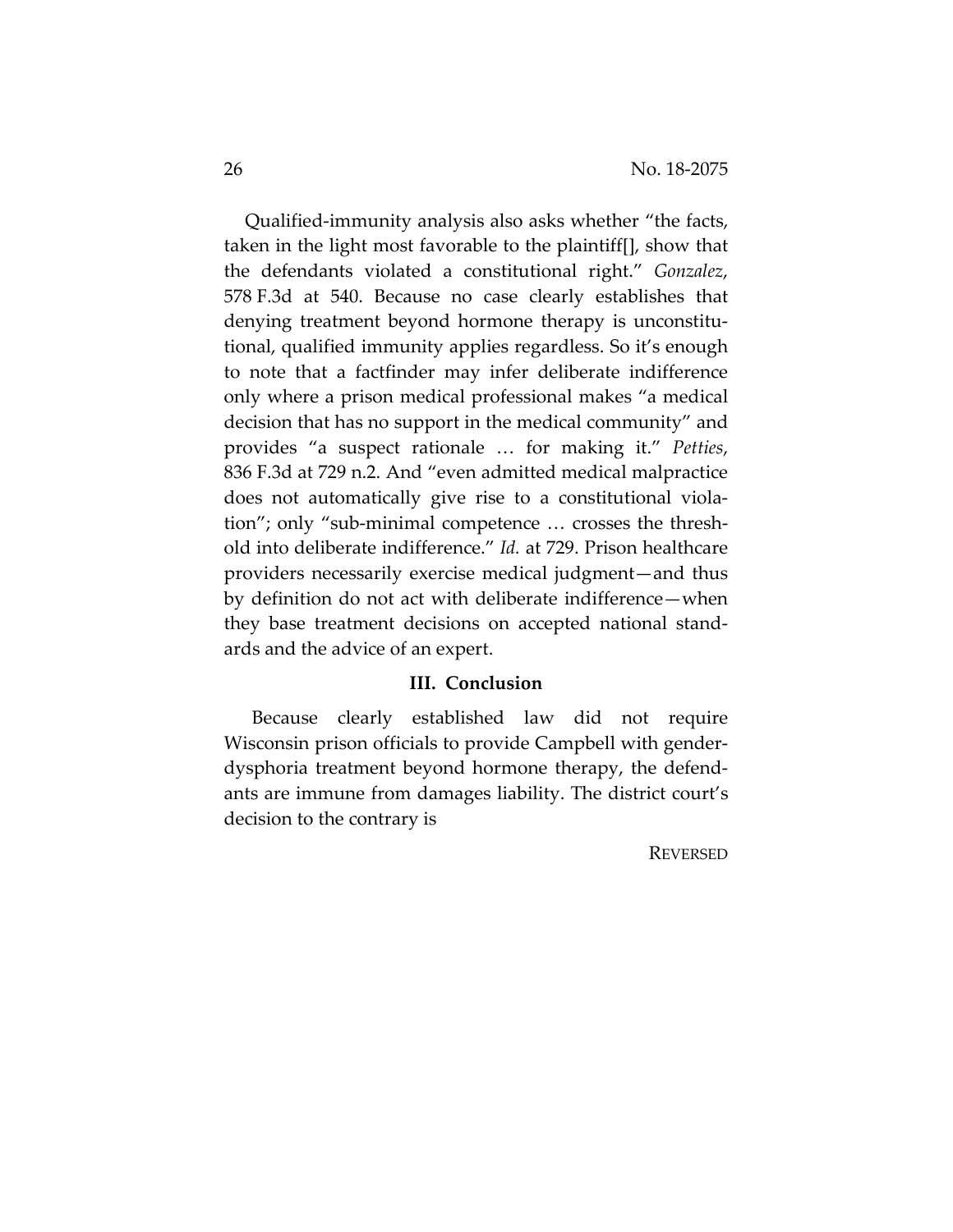Qualified-immunity analysis also asks whether "the facts, taken in the light most favorable to the plaintiff[], show that the defendants violated a constitutional right." *Gonzalez*, 578 F.3d at 540. Because no case clearly establishes that denying treatment beyond hormone therapy is unconstitutional, qualified immunity applies regardless. So it's enough to note that a factfinder may infer deliberate indifference only where a prison medical professional makes "a medical decision that has no support in the medical community" and provides "a suspect rationale … for making it." *Petties*, 836 F.3d at 729 n.2. And "even admitted medical malpractice does not automatically give rise to a constitutional violation"; only "sub-minimal competence … crosses the threshold into deliberate indifference." *Id.* at 729. Prison healthcare providers necessarily exercise medical judgment—and thus by definition do not act with deliberate indifference—when they base treatment decisions on accepted national standards and the advice of an expert.

### III. Conclusion

Because clearly established law did not require Wisconsin prison officials to provide Campbell with gender-dysphoria treatment beyond hormone therapy, the defendants are immune from damages liability. The district court's decision to the contrary is

REVERSED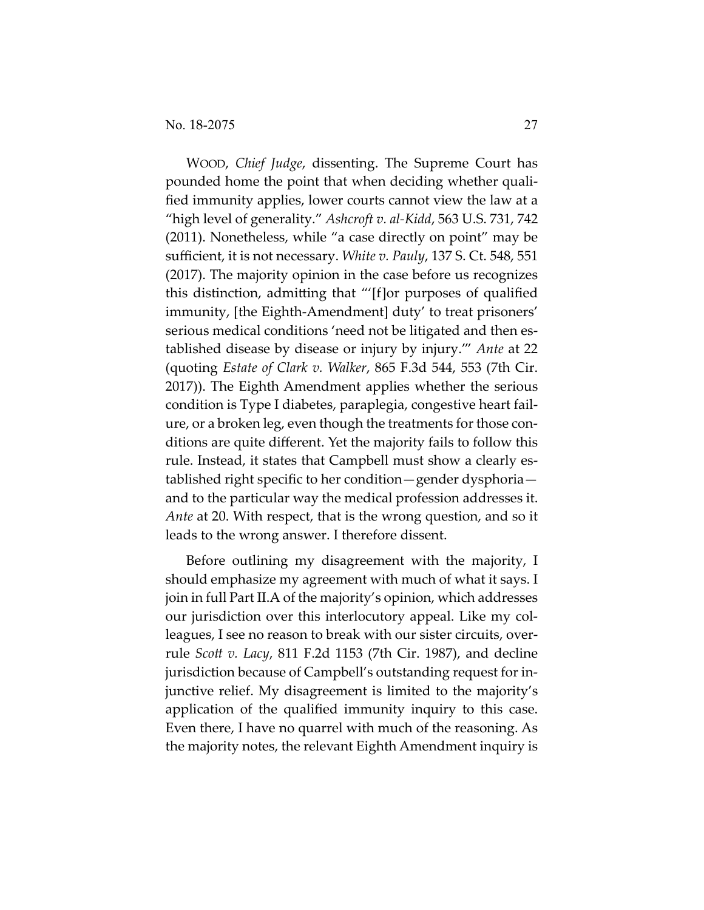WOOD, *Chief Judge*, dissenting. The Supreme Court has pounded home the point that when deciding whether qualified immunity applies, lower courts cannot view the law at a "high level of generality." *Ashcroft v. al-Kidd*, 563 U.S. 731, 742 (2011). Nonetheless, while "a case directly on point" may be sufficient, it is not necessary. *White v. Pauly*, 137 S. Ct. 548, 551 (2017). The majority opinion in the case before us recognizes this distinction, admitting that "'[f]or purposes of qualified immunity, [the Eighth-Amendment] duty' to treat prisoners' serious medical conditions 'need not be litigated and then established disease by disease or injury by injury.'" *Ante* at 22 (quoting *Estate of Clark v. Walker*, 865 F.3d 544, 553 (7th Cir. 2017)). The Eighth Amendment applies whether the serious condition is Type I diabetes, paraplegia, congestive heart failure, or a broken leg, even though the treatments for those conditions are quite different. Yet the majority fails to follow this rule. Instead, it states that Campbell must show a clearly established right specific to her condition—gender dysphoria—and to the particular way the medical profession addresses it. *Ante* at 20. With respect, that is the wrong question, and so it leads to the wrong answer. I therefore dissent.

Before outlining my disagreement with the majority, I should emphasize my agreement with much of what it says. I join in full Part II.A of the majority's opinion, which addresses our jurisdiction over this interlocutory appeal. Like my colleagues, I see no reason to break with our sister circuits, overrule *Scott v. Lacy*, 811 F.2d 1153 (7th Cir. 1987), and decline jurisdiction because of Campbell's outstanding request for injunctive relief. My disagreement is limited to the majority's application of the qualified immunity inquiry to this case. Even there, I have no quarrel with much of the reasoning. As the majority notes, the relevant Eighth Amendment inquiry is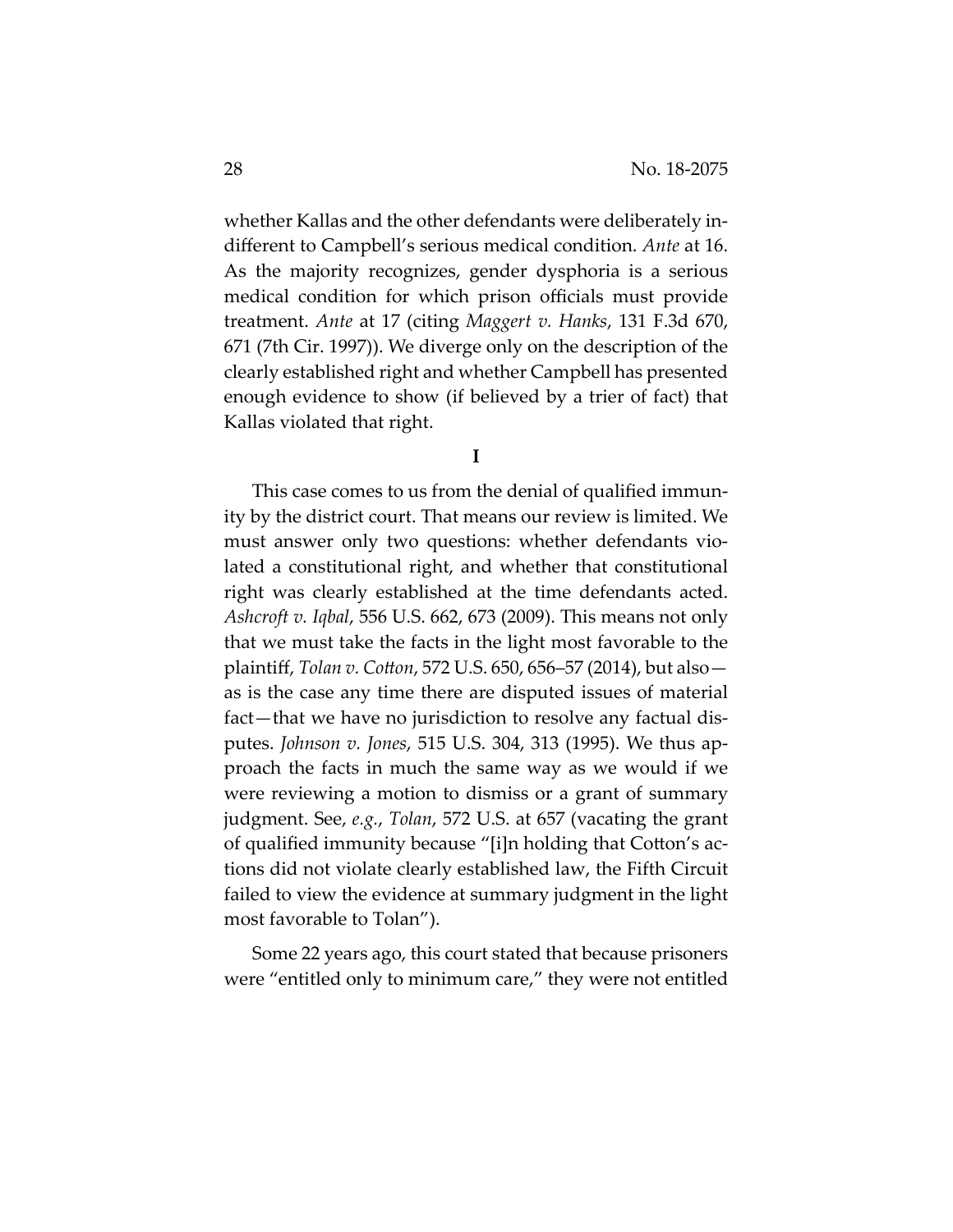whether Kallas and the other defendants were deliberately indifferent to Campbell's serious medical condition. *Ante* at 16. As the majority recognizes, gender dysphoria is a serious medical condition for which prison officials must provide treatment. *Ante* at 17 (citing *Maggert v. Hanks*, 131 F.3d 670, 671 (7th Cir. 1997)). We diverge only on the description of the clearly established right and whether Campbell has presented enough evidence to show (if believed by a trier of fact) that Kallas violated that right.

**I**

This case comes to us from the denial of qualified immunity by the district court. That means our review is limited. We must answer only two questions: whether defendants violated a constitutional right, and whether that constitutional right was clearly established at the time defendants acted. *Ashcroft v. Iqbal*, 556 U.S. 662, 673 (2009). This means not only that we must take the facts in the light most favorable to the plaintiff, *Tolan v. Cotton*, 572 U.S. 650, 656–57 (2014), but also—as is the case any time there are disputed issues of material fact—that we have no jurisdiction to resolve any factual disputes. *Johnson v. Jones*, 515 U.S. 304, 313 (1995). We thus approach the facts in much the same way as we would if we were reviewing a motion to dismiss or a grant of summary judgment. See, *e.g.*, *Tolan*, 572 U.S. at 657 (vacating the grant of qualified immunity because "[i]n holding that Cotton's actions did not violate clearly established law, the Fifth Circuit failed to view the evidence at summary judgment in the light most favorable to Tolan").

Some 22 years ago, this court stated that because prisoners were "entitled only to minimum care," they were not entitled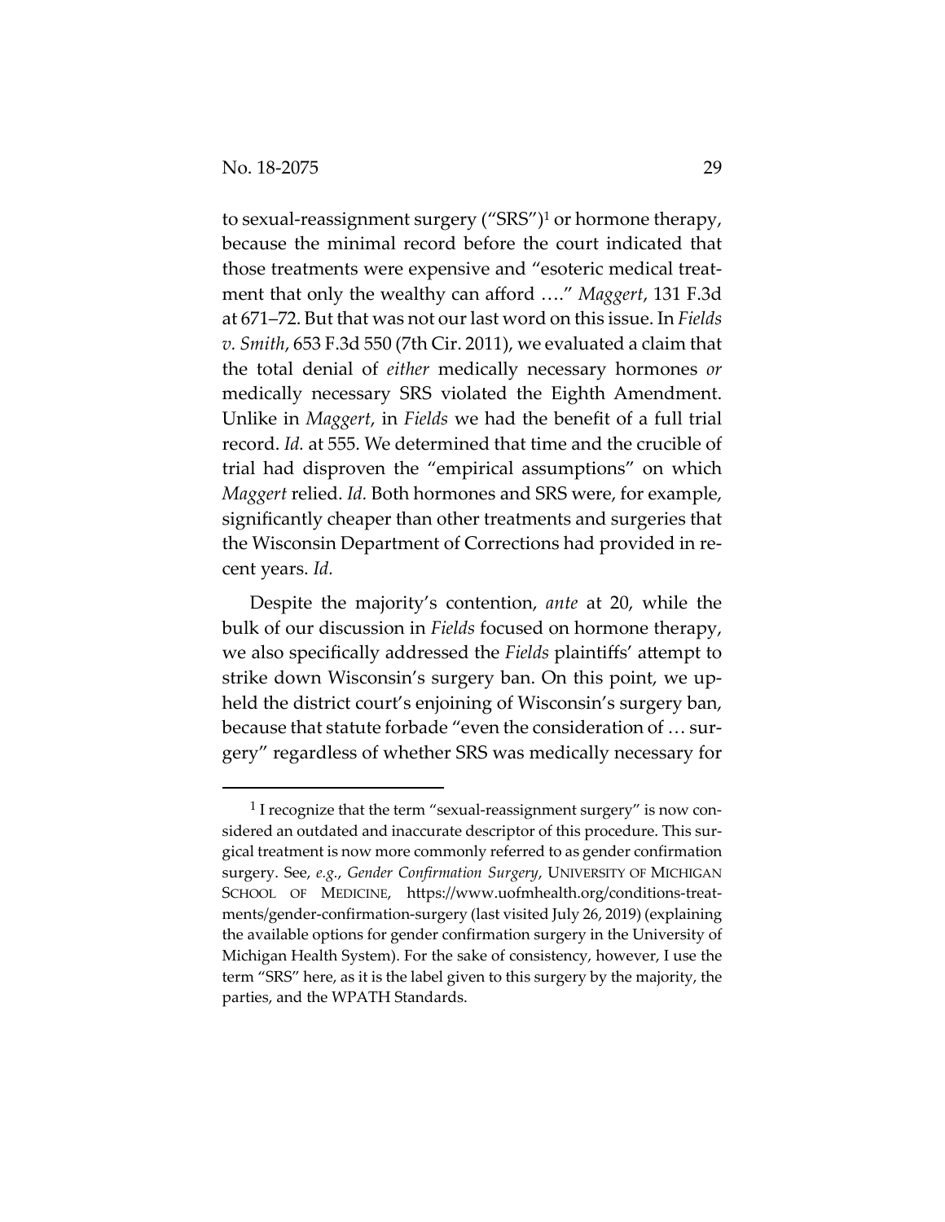to sexual-reassignment surgery ("SRS")[1] or hormone therapy, because the minimal record before the court indicated that those treatments were expensive and "esoteric medical treatment that only the wealthy can afford …." *Maggert*, 131 F.3d at 671–72. But that was not our last word on this issue. In *Fields v. Smith*, 653 F.3d 550 (7th Cir. 2011), we evaluated a claim that the total denial of *either* medically necessary hormones *or* medically necessary SRS violated the Eighth Amendment. Unlike in *Maggert*, in *Fields* we had the benefit of a full trial record. *Id.* at 555. We determined that time and the crucible of trial had disproven the "empirical assumptions" on which *Maggert* relied. *Id.* Both hormones and SRS were, for example, significantly cheaper than other treatments and surgeries that the Wisconsin Department of Corrections had provided in recent years. *Id.*

Despite the majority's contention, *ante* at 20, while the bulk of our discussion in *Fields* focused on hormone therapy, we also specifically addressed the *Fields* plaintiffs' attempt to strike down Wisconsin's surgery ban. On this point, we upheld the district court's enjoining of Wisconsin's surgery ban, because that statute forbade "even the consideration of … surgery" regardless of whether SRS was medically necessary for

[1] I recognize that the term "sexual-reassignment surgery" is now considered an outdated and inaccurate descriptor of this procedure. This surgical treatment is now more commonly referred to as gender confirmation surgery. See, *e.g.*, *Gender Confirmation Surgery*, UNIVERSITY OF MICHIGAN SCHOOL OF MEDICINE, https://www.uofmhealth.org/conditions-treatments/gender-confirmation-surgery (last visited July 26, 2019) (explaining the available options for gender confirmation surgery in the University of Michigan Health System). For the sake of consistency, however, I use the term "SRS" here, as it is the label given to this surgery by the majority, the parties, and the WPATH Standards.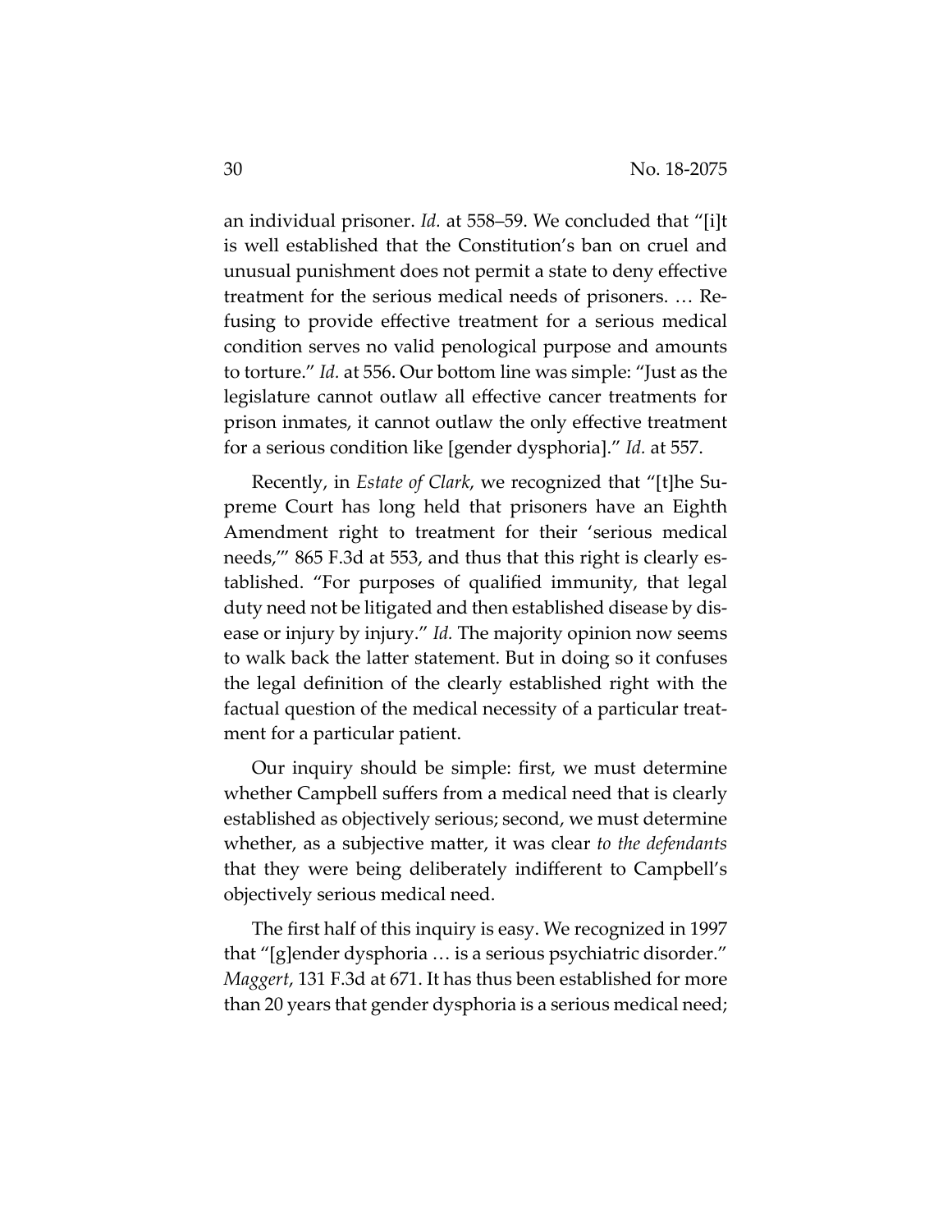an individual prisoner. *Id.* at 558–59. We concluded that "[i]t is well established that the Constitution's ban on cruel and unusual punishment does not permit a state to deny effective treatment for the serious medical needs of prisoners. … Refusing to provide effective treatment for a serious medical condition serves no valid penological purpose and amounts to torture." *Id.* at 556. Our bottom line was simple: "Just as the legislature cannot outlaw all effective cancer treatments for prison inmates, it cannot outlaw the only effective treatment for a serious condition like [gender dysphoria]." *Id.* at 557.

Recently, in *Estate of Clark*, we recognized that "[t]he Supreme Court has long held that prisoners have an Eighth Amendment right to treatment for their 'serious medical needs,'" 865 F.3d at 553, and thus that this right is clearly established. "For purposes of qualified immunity, that legal duty need not be litigated and then established disease by disease or injury by injury." *Id.* The majority opinion now seems to walk back the latter statement. But in doing so it confuses the legal definition of the clearly established right with the factual question of the medical necessity of a particular treatment for a particular patient.

Our inquiry should be simple: first, we must determine whether Campbell suffers from a medical need that is clearly established as objectively serious; second, we must determine whether, as a subjective matter, it was clear *to the defendants* that they were being deliberately indifferent to Campbell's objectively serious medical need.

The first half of this inquiry is easy. We recognized in 1997 that "[g]ender dysphoria … is a serious psychiatric disorder." *Maggert*, 131 F.3d at 671. It has thus been established for more than 20 years that gender dysphoria is a serious medical need;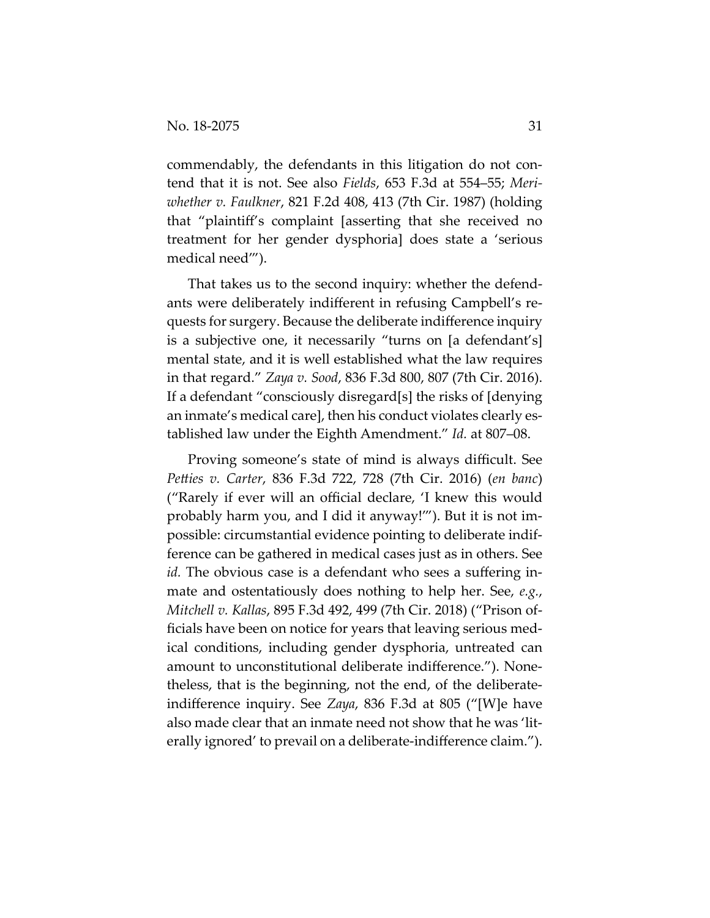commendably, the defendants in this litigation do not contend that it is not. See also *Fields*, 653 F.3d at 554–55; *Meriwhether v. Faulkner*, 821 F.2d 408, 413 (7th Cir. 1987) (holding that "plaintiff's complaint [asserting that she received no treatment for her gender dysphoria] does state a 'serious medical need'").

That takes us to the second inquiry: whether the defendants were deliberately indifferent in refusing Campbell's requests for surgery. Because the deliberate indifference inquiry is a subjective one, it necessarily "turns on [a defendant's] mental state, and it is well established what the law requires in that regard." *Zaya v. Sood*, 836 F.3d 800, 807 (7th Cir. 2016). If a defendant "consciously disregard[s] the risks of [denying an inmate's medical care], then his conduct violates clearly established law under the Eighth Amendment." *Id.* at 807–08.

Proving someone's state of mind is always difficult. See *Petties v. Carter*, 836 F.3d 722, 728 (7th Cir. 2016) (*en banc*) ("Rarely if ever will an official declare, 'I knew this would probably harm you, and I did it anyway!'"). But it is not impossible: circumstantial evidence pointing to deliberate indifference can be gathered in medical cases just as in others. See *id.* The obvious case is a defendant who sees a suffering inmate and ostentatiously does nothing to help her. See, *e.g.*, *Mitchell v. Kallas*, 895 F.3d 492, 499 (7th Cir. 2018) ("Prison officials have been on notice for years that leaving serious medical conditions, including gender dysphoria, untreated can amount to unconstitutional deliberate indifference."). Nonetheless, that is the beginning, not the end, of the deliberate-indifference inquiry. See *Zaya*, 836 F.3d at 805 ("[W]e have also made clear that an inmate need not show that he was 'literally ignored' to prevail on a deliberate-indifference claim.").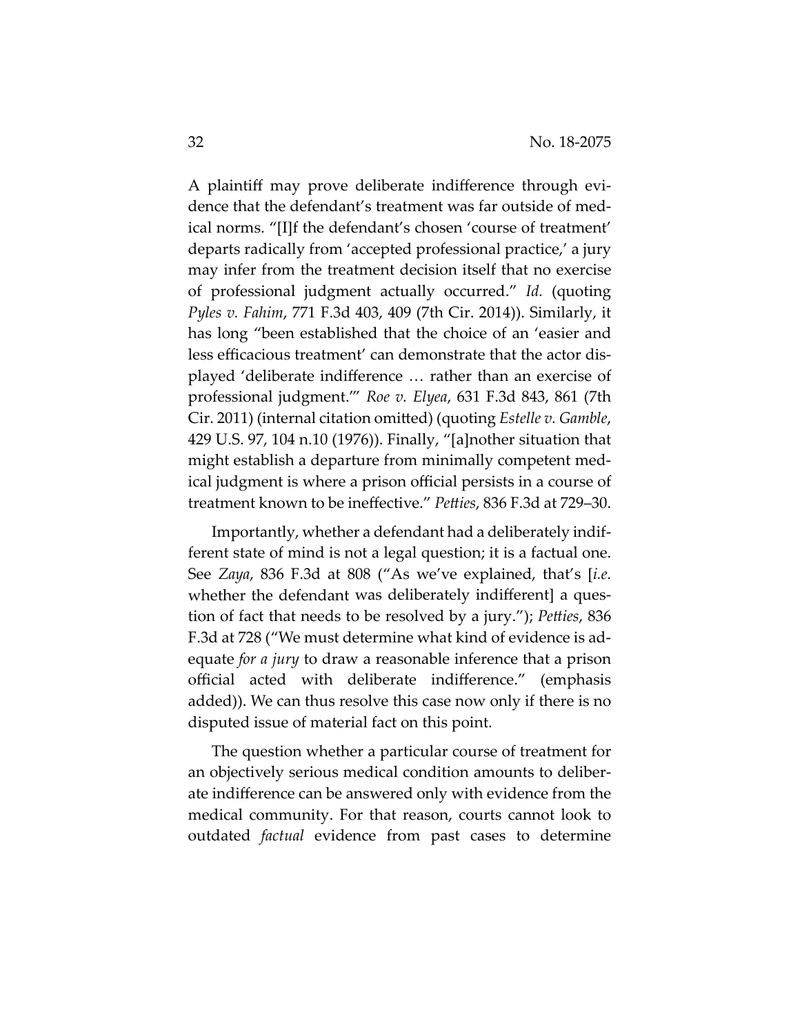A plaintiff may prove deliberate indifference through evidence that the defendant's treatment was far outside of medical norms. "[I]f the defendant's chosen 'course of treatment' departs radically from 'accepted professional practice,' a jury may infer from the treatment decision itself that no exercise of professional judgment actually occurred." *Id.* (quoting *Pyles v. Fahim*, 771 F.3d 403, 409 (7th Cir. 2014)). Similarly, it has long "been established that the choice of an 'easier and less efficacious treatment' can demonstrate that the actor displayed 'deliberate indifference … rather than an exercise of professional judgment.'" *Roe v. Elyea*, 631 F.3d 843, 861 (7th Cir. 2011) (internal citation omitted) (quoting *Estelle v. Gamble*, 429 U.S. 97, 104 n.10 (1976)). Finally, "[a]nother situation that might establish a departure from minimally competent medical judgment is where a prison official persists in a course of treatment known to be ineffective." *Petties*, 836 F.3d at 729–30.

Importantly, whether a defendant had a deliberately indifferent state of mind is not a legal question; it is a factual one. See *Zaya*, 836 F.3d at 808 ("As we've explained, that's [*i.e.* whether the defendant was deliberately indifferent] a question of fact that needs to be resolved by a jury."); *Petties*, 836 F.3d at 728 ("We must determine what kind of evidence is adequate *for a jury* to draw a reasonable inference that a prison official acted with deliberate indifference." (emphasis added)). We can thus resolve this case now only if there is no disputed issue of material fact on this point.

The question whether a particular course of treatment for an objectively serious medical condition amounts to deliberate indifference can be answered only with evidence from the medical community. For that reason, courts cannot look to outdated *factual* evidence from past cases to determine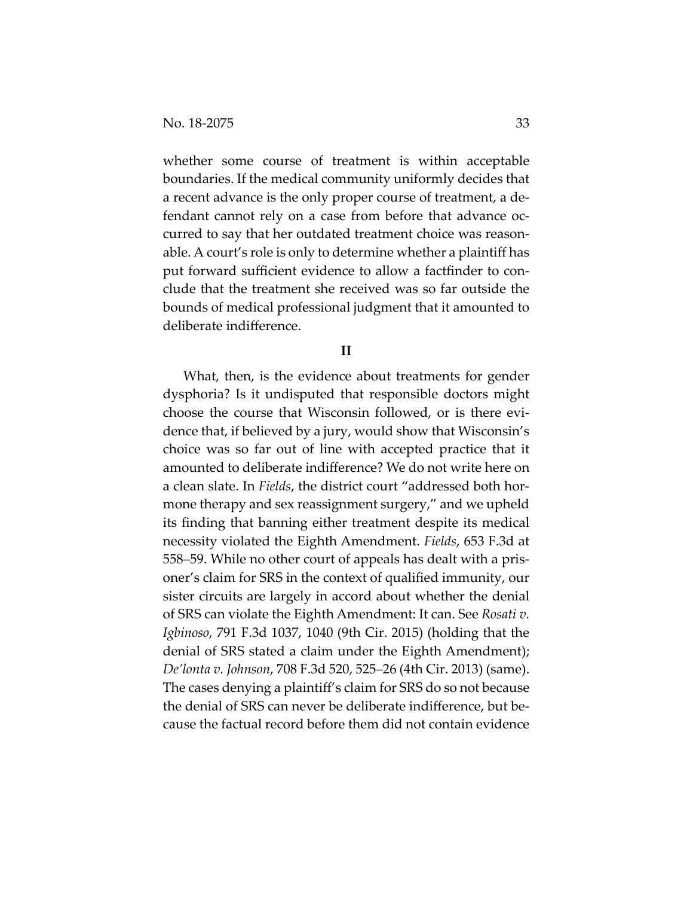whether some course of treatment is within acceptable boundaries. If the medical community uniformly decides that a recent advance is the only proper course of treatment, a defendant cannot rely on a case from before that advance occurred to say that her outdated treatment choice was reasonable. A court's role is only to determine whether a plaintiff has put forward sufficient evidence to allow a factfinder to conclude that the treatment she received was so far outside the bounds of medical professional judgment that it amounted to deliberate indifference.

## II

What, then, is the evidence about treatments for gender dysphoria? Is it undisputed that responsible doctors might choose the course that Wisconsin followed, or is there evidence that, if believed by a jury, would show that Wisconsin's choice was so far out of line with accepted practice that it amounted to deliberate indifference? We do not write here on a clean slate. In *Fields*, the district court "addressed both hormone therapy and sex reassignment surgery," and we upheld its finding that banning either treatment despite its medical necessity violated the Eighth Amendment. *Fields*, 653 F.3d at 558–59. While no other court of appeals has dealt with a prisoner's claim for SRS in the context of qualified immunity, our sister circuits are largely in accord about whether the denial of SRS can violate the Eighth Amendment: It can. See *Rosati v. Igbinoso*, 791 F.3d 1037, 1040 (9th Cir. 2015) (holding that the denial of SRS stated a claim under the Eighth Amendment); *De'lonta v. Johnson*, 708 F.3d 520, 525–26 (4th Cir. 2013) (same). The cases denying a plaintiff's claim for SRS do so not because the denial of SRS can never be deliberate indifference, but because the factual record before them did not contain evidence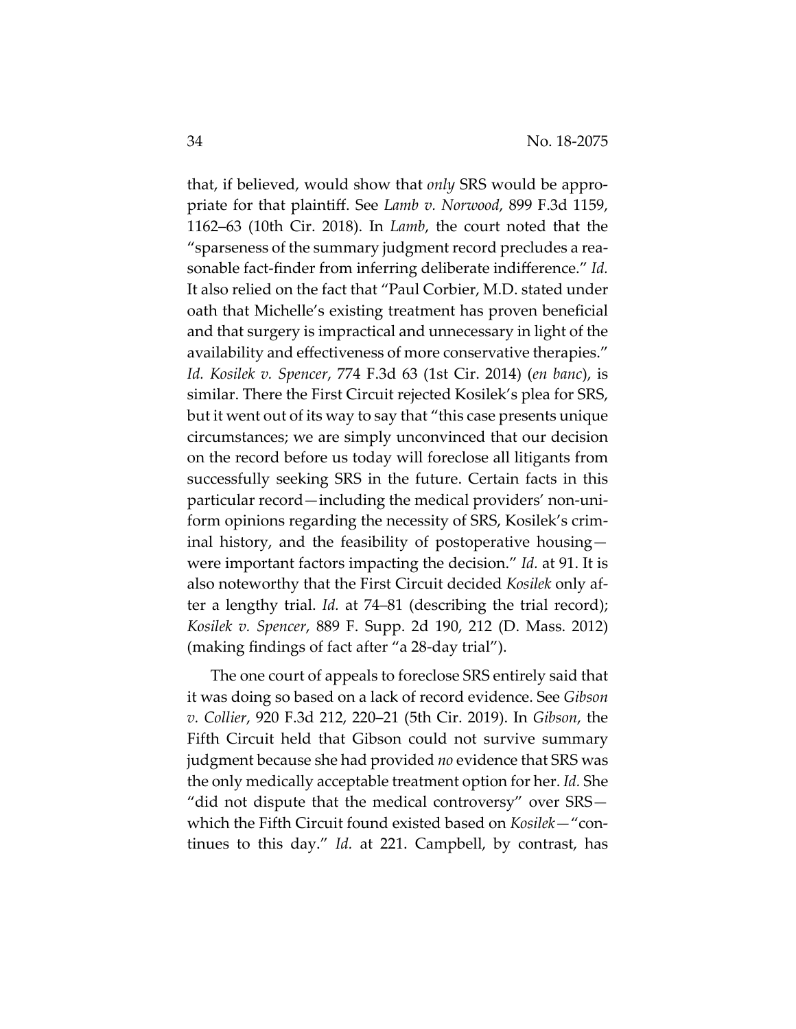that, if believed, would show that *only* SRS would be appropriate for that plaintiff. See *Lamb v. Norwood*, 899 F.3d 1159, 1162–63 (10th Cir. 2018). In *Lamb*, the court noted that the "sparseness of the summary judgment record precludes a reasonable fact-finder from inferring deliberate indifference." *Id.* It also relied on the fact that "Paul Corbier, M.D. stated under oath that Michelle's existing treatment has proven beneficial and that surgery is impractical and unnecessary in light of the availability and effectiveness of more conservative therapies." *Id.* *Kosilek v. Spencer*, 774 F.3d 63 (1st Cir. 2014) (*en banc*), is similar. There the First Circuit rejected Kosilek's plea for SRS, but it went out of its way to say that "this case presents unique circumstances; we are simply unconvinced that our decision on the record before us today will foreclose all litigants from successfully seeking SRS in the future. Certain facts in this particular record—including the medical providers' non-uniform opinions regarding the necessity of SRS, Kosilek's criminal history, and the feasibility of postoperative housing—were important factors impacting the decision." *Id.* at 91. It is also noteworthy that the First Circuit decided *Kosilek* only after a lengthy trial. *Id.* at 74–81 (describing the trial record); *Kosilek v. Spencer*, 889 F. Supp. 2d 190, 212 (D. Mass. 2012) (making findings of fact after "a 28-day trial").

The one court of appeals to foreclose SRS entirely said that it was doing so based on a lack of record evidence. See *Gibson v. Collier*, 920 F.3d 212, 220–21 (5th Cir. 2019). In *Gibson*, the Fifth Circuit held that Gibson could not survive summary judgment because she had provided *no* evidence that SRS was the only medically acceptable treatment option for her. *Id.* She "did not dispute that the medical controversy" over SRS—which the Fifth Circuit found existed based on *Kosilek*—"continues to this day." *Id.* at 221. Campbell, by contrast, has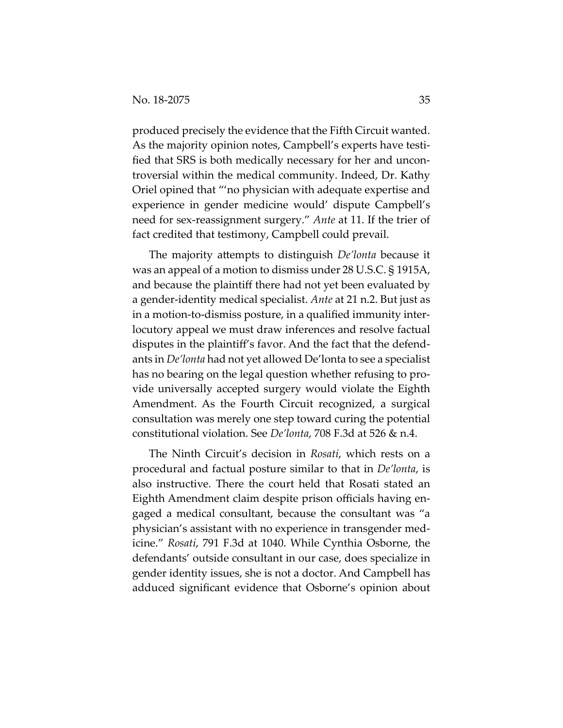produced precisely the evidence that the Fifth Circuit wanted. As the majority opinion notes, Campbell's experts have testified that SRS is both medically necessary for her and uncontroversial within the medical community. Indeed, Dr. Kathy Oriel opined that "'no physician with adequate expertise and experience in gender medicine would' dispute Campbell's need for sex-reassignment surgery." *Ante* at 11. If the trier of fact credited that testimony, Campbell could prevail.

The majority attempts to distinguish *De'lonta* because it was an appeal of a motion to dismiss under 28 U.S.C. § 1915A, and because the plaintiff there had not yet been evaluated by a gender-identity medical specialist. *Ante* at 21 n.2. But just as in a motion-to-dismiss posture, in a qualified immunity interlocutory appeal we must draw inferences and resolve factual disputes in the plaintiff's favor. And the fact that the defendants in *De'lonta* had not yet allowed De'lonta to see a specialist has no bearing on the legal question whether refusing to provide universally accepted surgery would violate the Eighth Amendment. As the Fourth Circuit recognized, a surgical consultation was merely one step toward curing the potential constitutional violation. See *De'lonta*, 708 F.3d at 526 & n.4.

The Ninth Circuit's decision in *Rosati*, which rests on a procedural and factual posture similar to that in *De'lonta*, is also instructive. There the court held that Rosati stated an Eighth Amendment claim despite prison officials having engaged a medical consultant, because the consultant was "a physician's assistant with no experience in transgender medicine." *Rosati*, 791 F.3d at 1040. While Cynthia Osborne, the defendants' outside consultant in our case, does specialize in gender identity issues, she is not a doctor. And Campbell has adduced significant evidence that Osborne's opinion about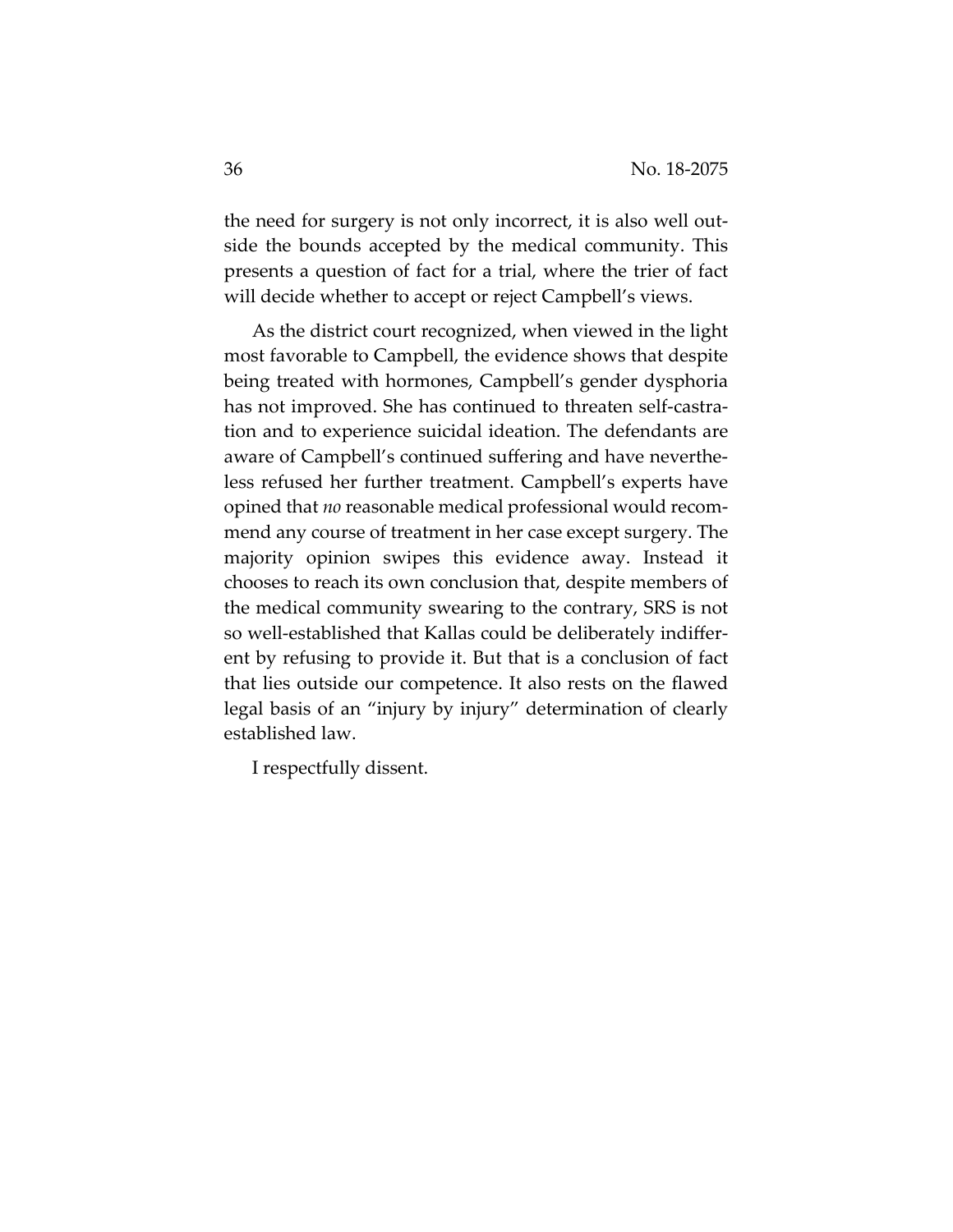the need for surgery is not only incorrect, it is also well outside the bounds accepted by the medical community. This presents a question of fact for a trial, where the trier of fact will decide whether to accept or reject Campbell's views.

As the district court recognized, when viewed in the light most favorable to Campbell, the evidence shows that despite being treated with hormones, Campbell's gender dysphoria has not improved. She has continued to threaten self-castration and to experience suicidal ideation. The defendants are aware of Campbell's continued suffering and have nevertheless refused her further treatment. Campbell's experts have opined that *no* reasonable medical professional would recommend any course of treatment in her case except surgery. The majority opinion swipes this evidence away. Instead it chooses to reach its own conclusion that, despite members of the medical community swearing to the contrary, SRS is not so well-established that Kallas could be deliberately indifferent by refusing to provide it. But that is a conclusion of fact that lies outside our competence. It also rests on the flawed legal basis of an "injury by injury" determination of clearly established law.

I respectfully dissent.